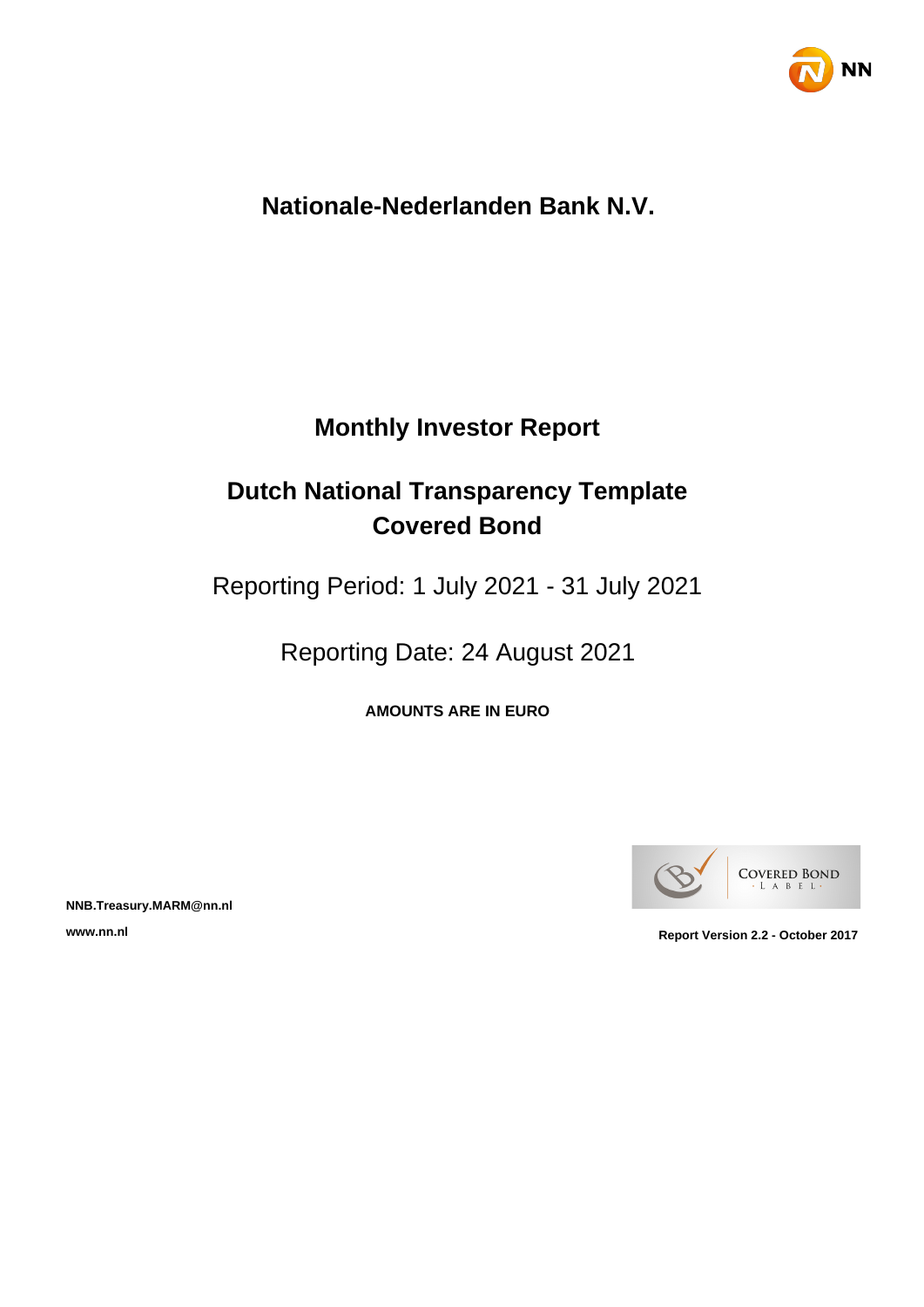# Nationale-Nederlanden Bank N.V.

## Monthly Investor Report

## Dutch National Transparency Template Covered Bond

Reporting Period: 1 July 2021 - 31 July 2021

Reporting Date: 24 August 2021

**AMOUNTS ARE IN EURO**

**NNB.Treasury.MARM@nn.nl**

**www.nn.nl**

**Report Version 2.2 - October 2017**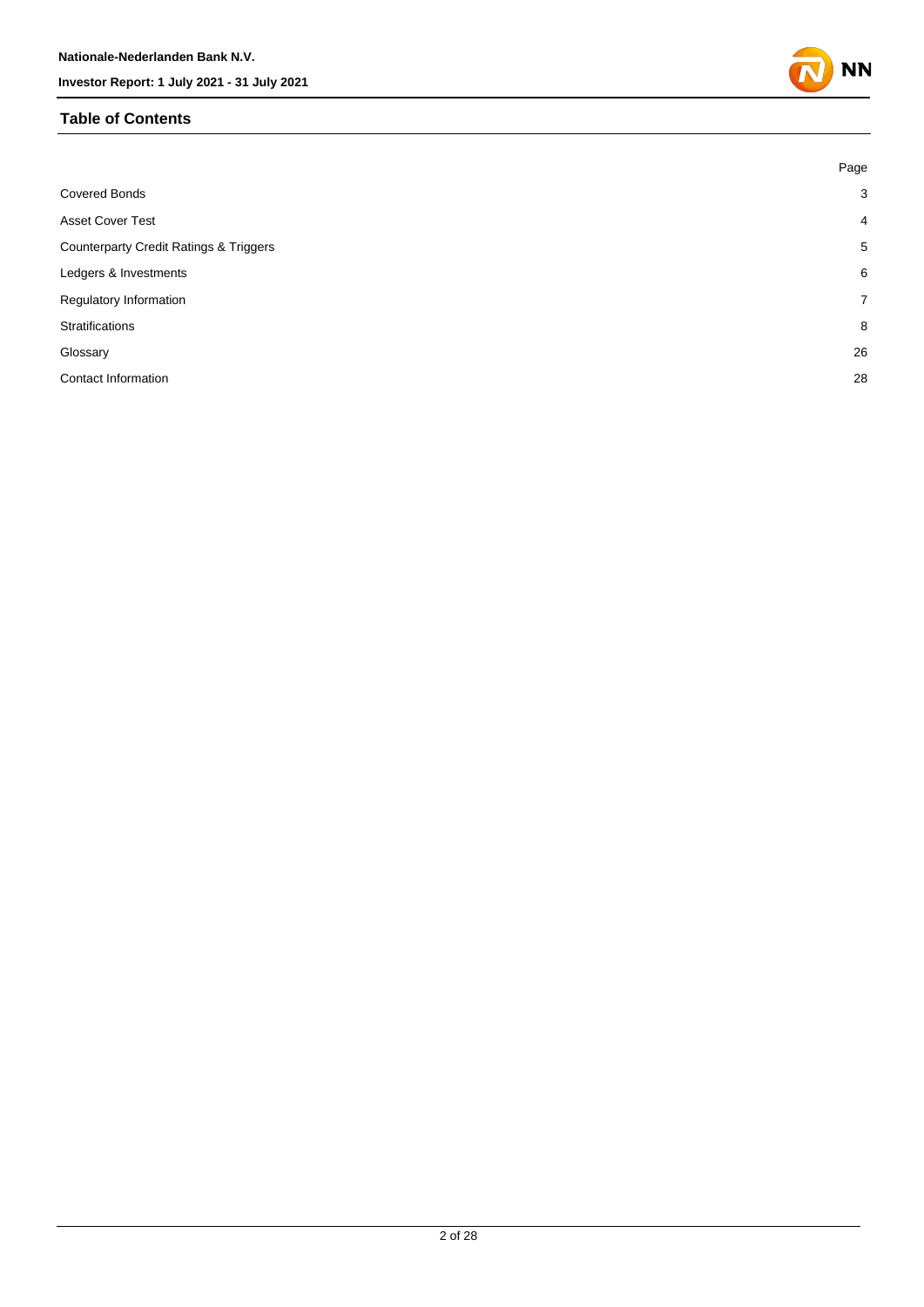## Table of Contents

| | Page |
|---|---|
| Covered Bonds | 3 |
| Asset Cover Test | 4 |
| Counterparty Credit Ratings & Triggers | 5 |
| Ledgers & Investments | 6 |
| Regulatory Information | 7 |
| Stratifications | 8 |
| Glossary | 26 |
| Contact Information | 28 |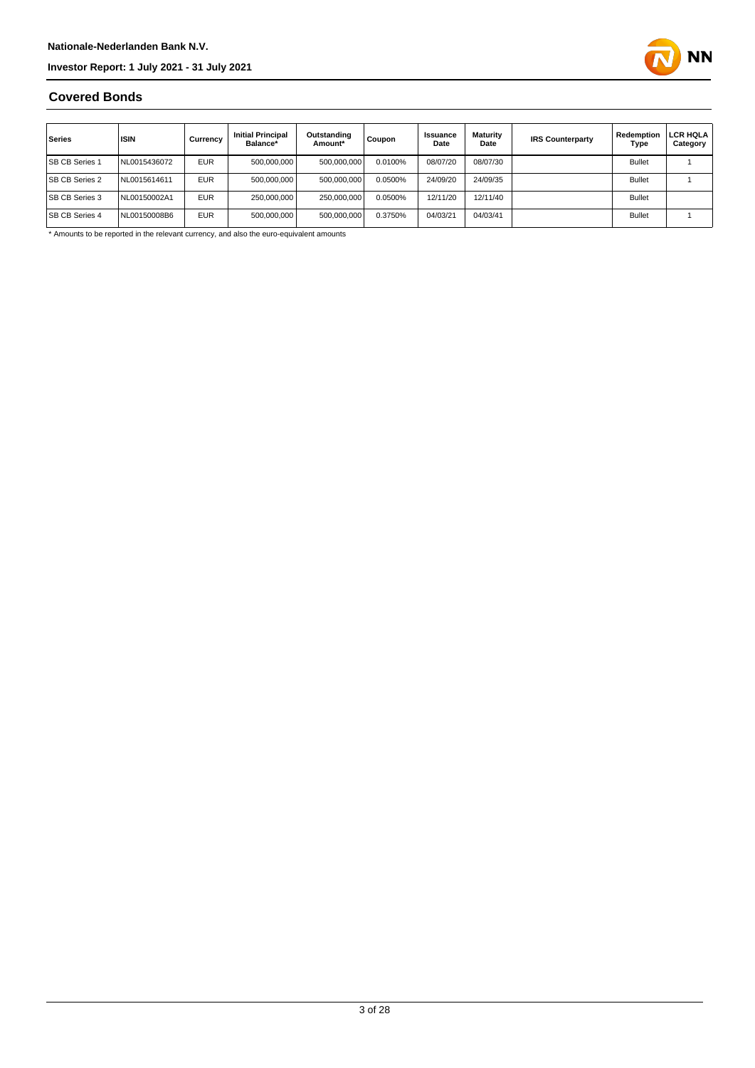## Covered Bonds

| Series | ISIN | Currency | Initial Principal Balance* | Outstanding Amount* | Coupon | Issuance Date | Maturity Date | IRS Counterparty | Redemption Type | LCR HQLA Category |
|---|---|---|---|---|---|---|---|---|---|---|
| SB CB Series 1 | NL0015436072 | EUR | 500,000,000 | 500,000,000 | 0.0100% | 08/07/20 | 08/07/30 | | Bullet | 1 |
| SB CB Series 2 | NL0015614611 | EUR | 500,000,000 | 500,000,000 | 0.0500% | 24/09/20 | 24/09/35 | | Bullet | 1 |
| SB CB Series 3 | NL00150002A1 | EUR | 250,000,000 | 250,000,000 | 0.0500% | 12/11/20 | 12/11/40 | | Bullet | |
| SB CB Series 4 | NL00150008B6 | EUR | 500,000,000 | 500,000,000 | 0.3750% | 04/03/21 | 04/03/41 | | Bullet | 1 |

* Amounts to be reported in the relevant currency, and also the euro-equivalent amounts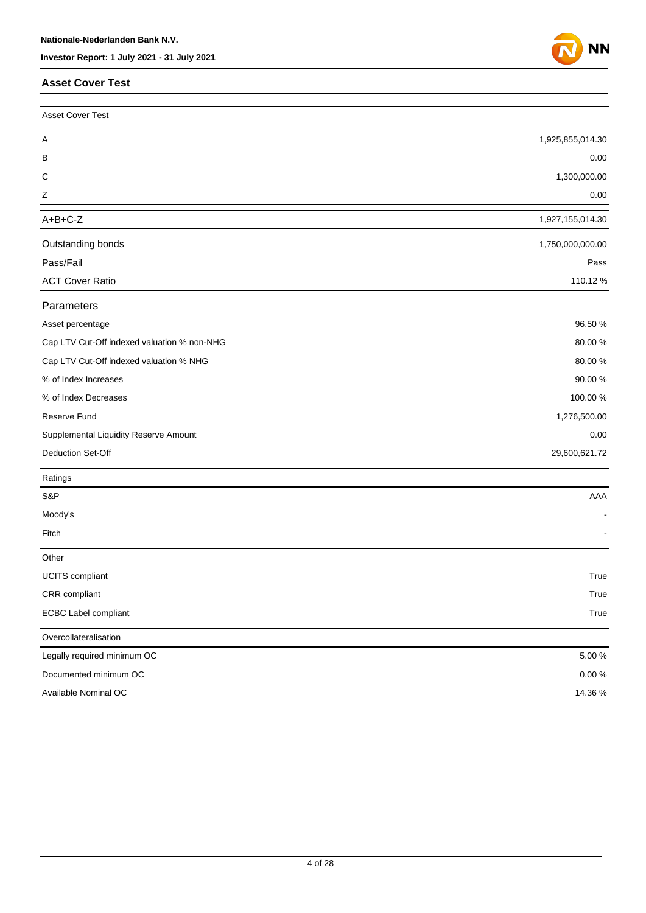## Asset Cover Test

| Asset Cover Test | |
|---|---|
| A | 1,925,855,014.30 |
| B | 0.00 |
| C | 1,300,000.00 |
| Z | 0.00 |
| A+B+C-Z | 1,927,155,014.30 |
| Outstanding bonds | 1,750,000,000.00 |
| Pass/Fail | Pass |
| ACT Cover Ratio | 110.12 % |

| Parameters | |
|---|---|
| Asset percentage | 96.50 % |
| Cap LTV Cut-Off indexed valuation % non-NHG | 80.00 % |
| Cap LTV Cut-Off indexed valuation % NHG | 80.00 % |
| % of Index Increases | 90.00 % |
| % of Index Decreases | 100.00 % |
| Reserve Fund | 1,276,500.00 |
| Supplemental Liquidity Reserve Amount | 0.00 |
| Deduction Set-Off | 29,600,621.72 |

| Ratings | |
|---|---|
| S&P | AAA |
| Moody's | - |
| Fitch | - |

| Other | |
|---|---|
| UCITS compliant | True |
| CRR compliant | True |
| ECBC Label compliant | True |

| Overcollateralisation | |
|---|---|
| Legally required minimum OC | 5.00 % |
| Documented minimum OC | 0.00 % |
| Available Nominal OC | 14.36 % |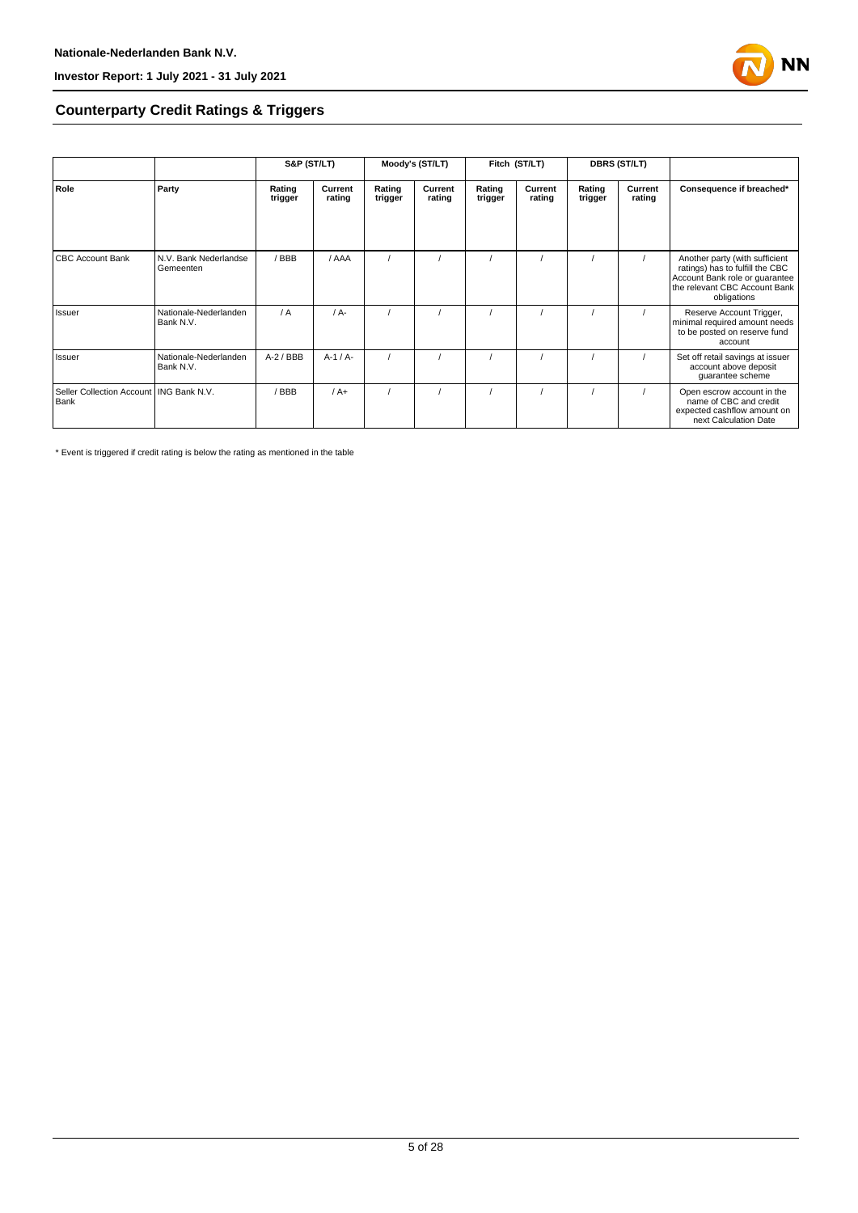## Counterparty Credit Ratings & Triggers

| | | S&P (ST/LT) | | Moody's (ST/LT) | | Fitch (ST/LT) | | DBRS (ST/LT) | | |
|---|---|---|---|---|---|---|---|---|---|---|
| **Role** | **Party** | **Rating trigger** | **Current rating** | **Rating trigger** | **Current rating** | **Rating trigger** | **Current rating** | **Rating trigger** | **Current rating** | **Consequence if breached*** |
| CBC Account Bank | N.V. Bank Nederlandse Gemeenten | / BBB | / AAA | / | / | / | / | / | / | Another party (with sufficient ratings) has to fulfill the CBC Account Bank role or guarantee the relevant CBC Account Bank obligations |
| Issuer | Nationale-Nederlanden Bank N.V. | / A | / A- | / | / | / | / | / | / | Reserve Account Trigger, minimal required amount needs to be posted on reserve fund account |
| Issuer | Nationale-Nederlanden Bank N.V. | A-2 / BBB | A-1 / A- | / | / | / | / | / | / | Set off retail savings at issuer account above deposit guarantee scheme |
| Seller Collection Account Bank | ING Bank N.V. | / BBB | / A+ | / | / | / | / | / | / | Open escrow account in the name of CBC and credit expected cashflow amount on next Calculation Date |

* Event is triggered if credit rating is below the rating as mentioned in the table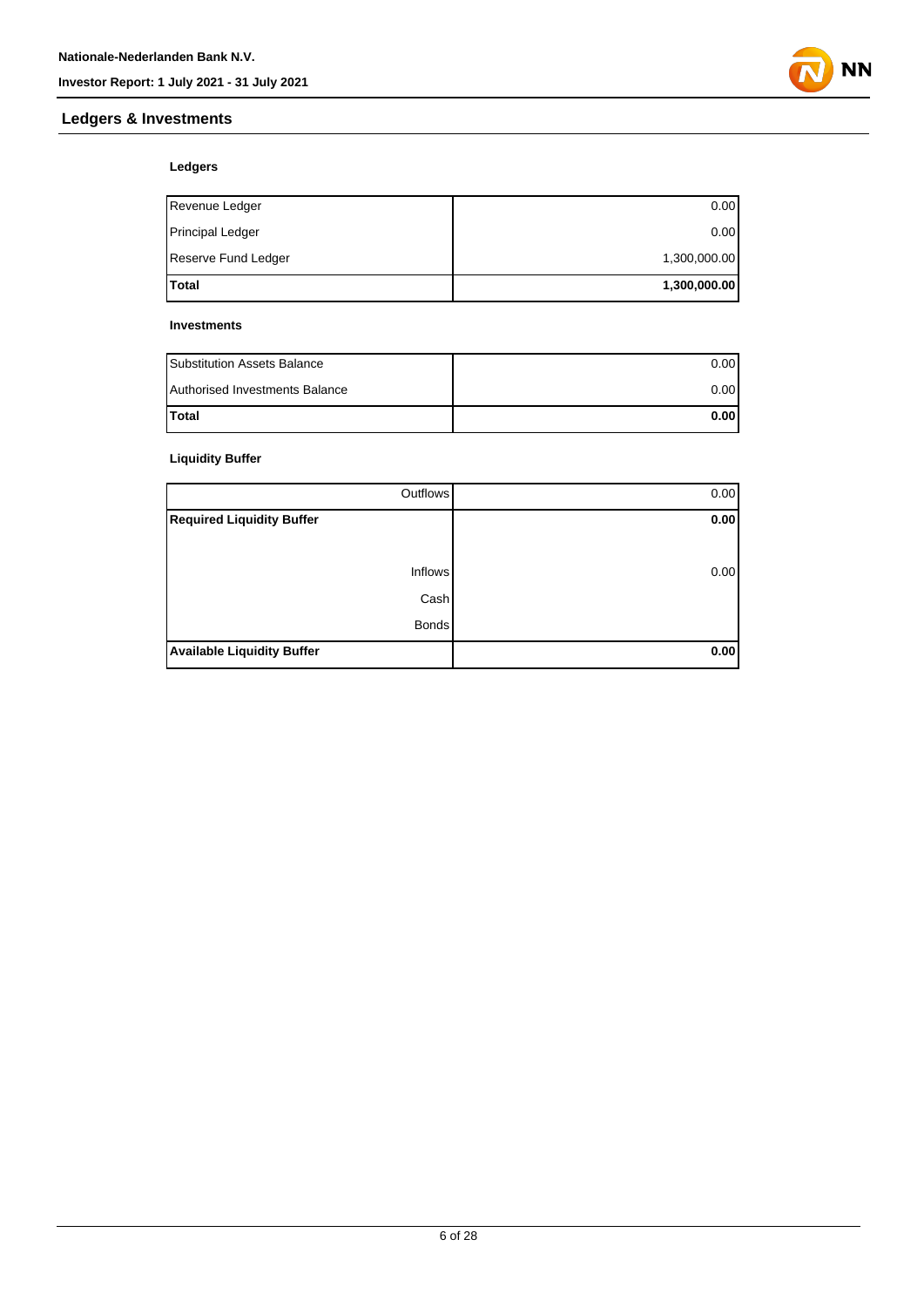## Ledgers & Investments

### Ledgers

| | |
|---|---|
| Revenue Ledger | 0.00 |
| Principal Ledger | 0.00 |
| Reserve Fund Ledger | 1,300,000.00 |
| **Total** | **1,300,000.00** |

### Investments

| | |
|---|---|
| Substitution Assets Balance | 0.00 |
| Authorised Investments Balance | 0.00 |
| **Total** | **0.00** |

### Liquidity Buffer

| | |
|---|---|
| Outflows | 0.00 |
| **Required Liquidity Buffer** | **0.00** |
| | |
| Inflows | 0.00 |
| Cash | |
| Bonds | |
| **Available Liquidity Buffer** | **0.00** |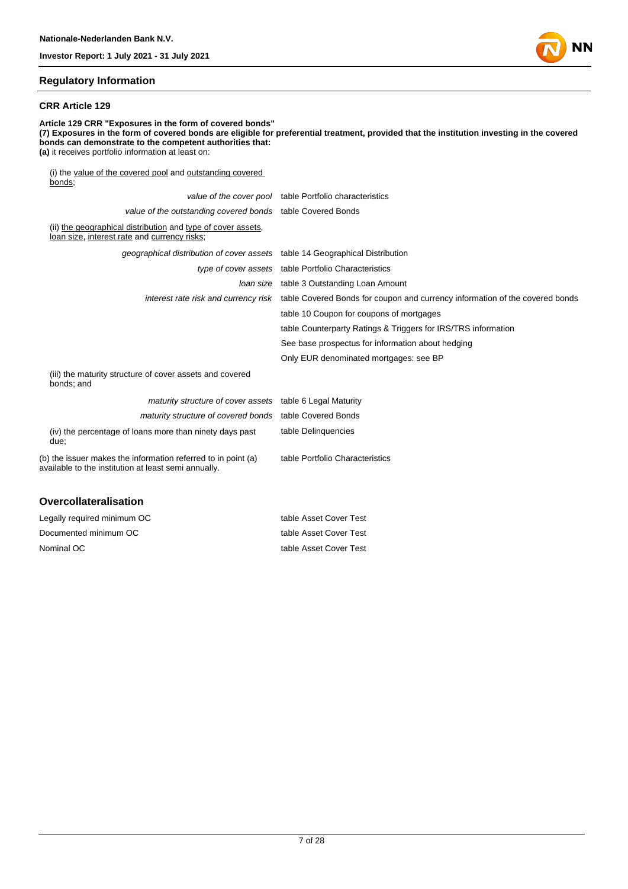## Regulatory Information

### CRR Article 129

**Article 129 CRR "Exposures in the form of covered bonds"**
**(7) Exposures in the form of covered bonds are eligible for preferential treatment, provided that the institution investing in the covered bonds can demonstrate to the competent authorities that:**
**(a)** it receives portfolio information at least on:

(i) the value of the covered pool and outstanding covered bonds;

| | |
|---|---|
| *value of the cover pool* | table Portfolio characteristics |
| *value of the outstanding covered bonds* | table Covered Bonds |

(ii) the geographical distribution and type of cover assets, loan size, interest rate and currency risks;

| | |
|---|---|
| *geographical distribution of cover assets* | table 14 Geographical Distribution |
| *type of cover assets* | table Portfolio Characteristics |
| *loan size* | table 3 Outstanding Loan Amount |
| *interest rate risk and currency risk* | table Covered Bonds for coupon and currency information of the covered bonds |
| | table 10 Coupon for coupons of mortgages |
| | table Counterparty Ratings & Triggers for IRS/TRS information |
| | See base prospectus for information about hedging |
| | Only EUR denominated mortgages: see BP |

(iii) the maturity structure of cover assets and covered bonds; and

| | |
|---|---|
| *maturity structure of cover assets* | table 6 Legal Maturity |
| *maturity structure of covered bonds* | table Covered Bonds |

| | |
|---|---|
| (iv) the percentage of loans more than ninety days past due; | table Delinquencies |
| (b) the issuer makes the information referred to in point (a) available to the institution at least semi annually. | table Portfolio Characteristics |

## Overcollateralisation

| | |
|---|---|
| Legally required minimum OC | table Asset Cover Test |
| Documented minimum OC | table Asset Cover Test |
| Nominal OC | table Asset Cover Test |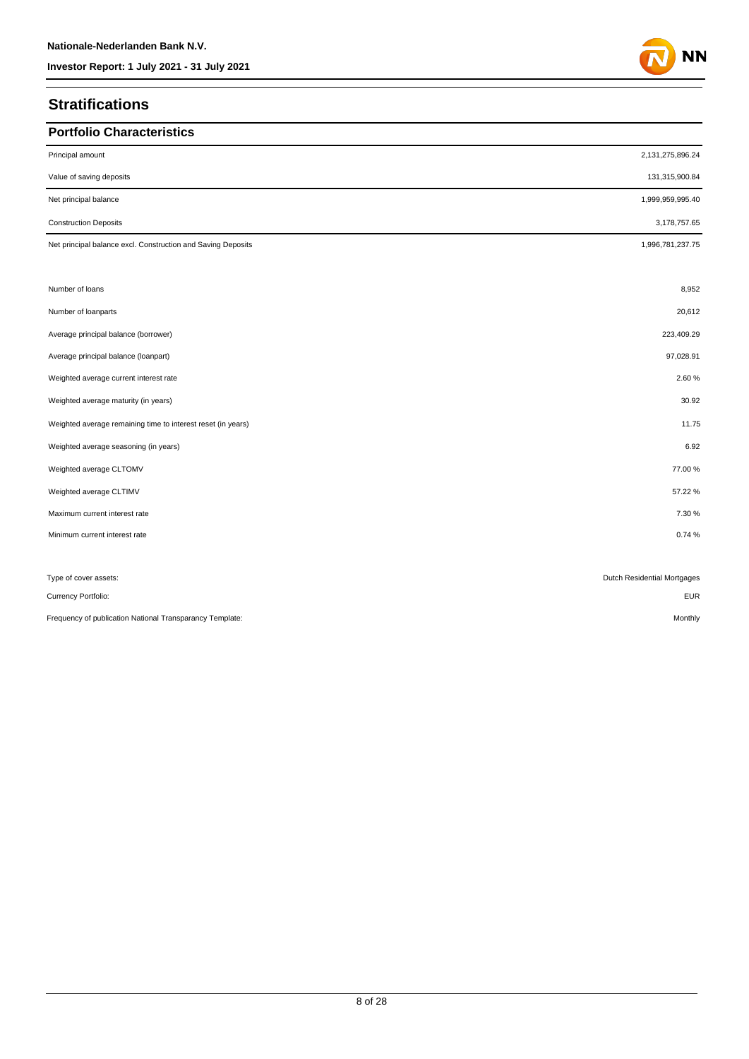## Stratifications

### Portfolio Characteristics

| | |
|---|---|
| Principal amount | 2,131,275,896.24 |
| Value of saving deposits | 131,315,900.84 |
| Net principal balance | 1,999,959,995.40 |
| Construction Deposits | 3,178,757.65 |
| Net principal balance excl. Construction and Saving Deposits | 1,996,781,237.75 |
| | |
| Number of loans | 8,952 |
| Number of loanparts | 20,612 |
| Average principal balance (borrower) | 223,409.29 |
| Average principal balance (loanpart) | 97,028.91 |
| Weighted average current interest rate | 2.60 % |
| Weighted average maturity (in years) | 30.92 |
| Weighted average remaining time to interest reset (in years) | 11.75 |
| Weighted average seasoning (in years) | 6.92 |
| Weighted average CLTOMV | 77.00 % |
| Weighted average CLTIMV | 57.22 % |
| Maximum current interest rate | 7.30 % |
| Minimum current interest rate | 0.74 % |

| | |
|---|---|
| Type of cover assets: | Dutch Residential Mortgages |
| Currency Portfolio: | EUR |
| Frequency of publication National Transparancy Template: | Monthly |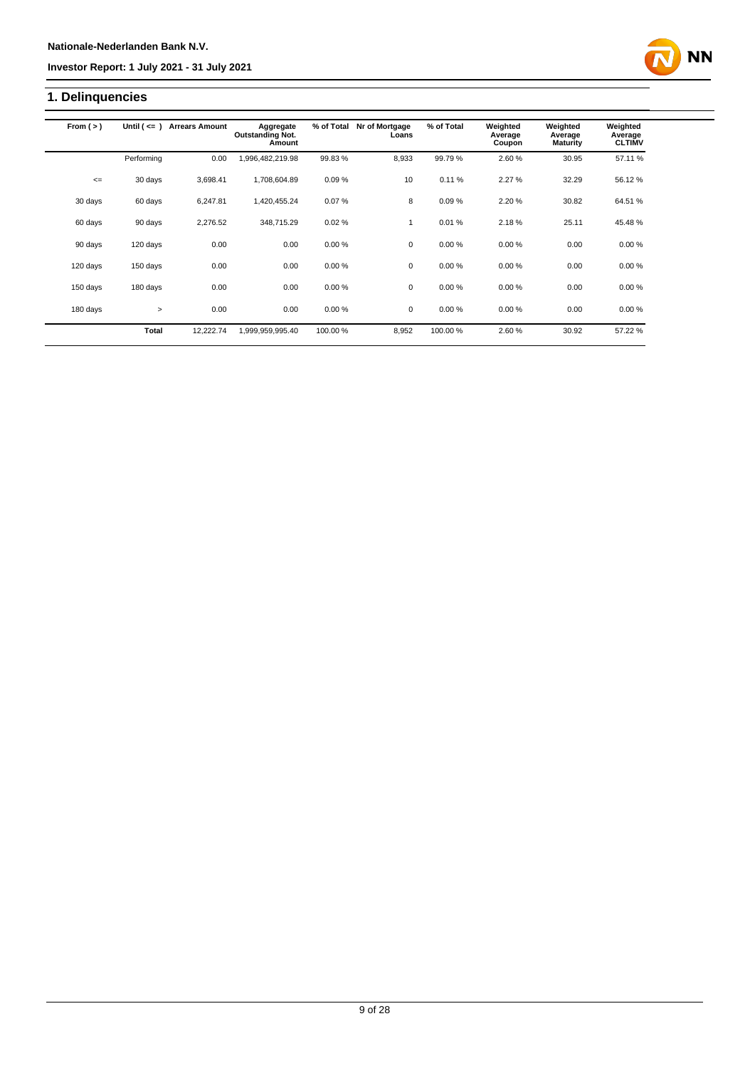## 1. Delinquencies

| From ( > ) | Until ( <= ) | Arrears Amount | Aggregate Outstanding Not. Amount | % of Total | Nr of Mortgage Loans | % of Total | Weighted Average Coupon | Weighted Average Maturity | Weighted Average CLTIMV |
|---|---|---|---|---|---|---|---|---|---|
| | Performing | 0.00 | 1,996,482,219.98 | 99.83 % | 8,933 | 99.79 % | 2.60 % | 30.95 | 57.11 % |
| <= | 30 days | 3,698.41 | 1,708,604.89 | 0.09 % | 10 | 0.11 % | 2.27 % | 32.29 | 56.12 % |
| 30 days | 60 days | 6,247.81 | 1,420,455.24 | 0.07 % | 8 | 0.09 % | 2.20 % | 30.82 | 64.51 % |
| 60 days | 90 days | 2,276.52 | 348,715.29 | 0.02 % | 1 | 0.01 % | 2.18 % | 25.11 | 45.48 % |
| 90 days | 120 days | 0.00 | 0.00 | 0.00 % | 0 | 0.00 % | 0.00 % | 0.00 | 0.00 % |
| 120 days | 150 days | 0.00 | 0.00 | 0.00 % | 0 | 0.00 % | 0.00 % | 0.00 | 0.00 % |
| 150 days | 180 days | 0.00 | 0.00 | 0.00 % | 0 | 0.00 % | 0.00 % | 0.00 | 0.00 % |
| 180 days | > | 0.00 | 0.00 | 0.00 % | 0 | 0.00 % | 0.00 % | 0.00 | 0.00 % |
| | **Total** | 12,222.74 | 1,999,959,995.40 | 100.00 % | 8,952 | 100.00 % | 2.60 % | 30.92 | 57.22 % |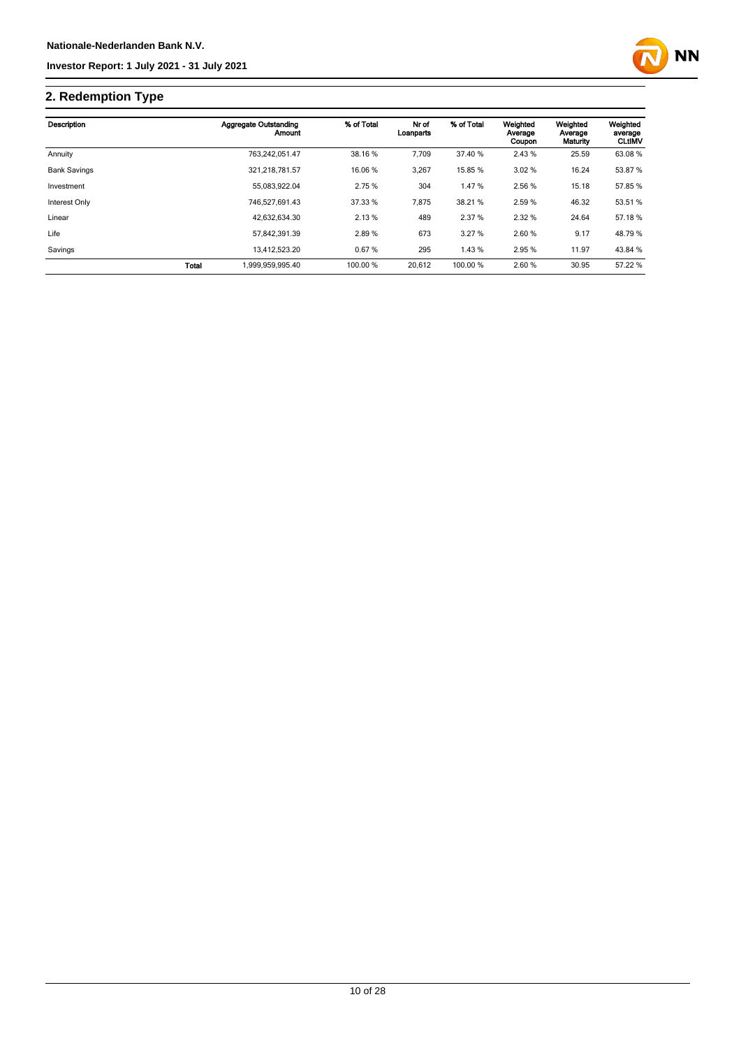## 2. Redemption Type

| Description | | Aggregate Outstanding Amount | % of Total | Nr of Loanparts | % of Total | Weighted Average Coupon | Weighted Average Maturity | Weighted average CLtIMV |
|---|---|---|---|---|---|---|---|---|
| Annuity | | 763,242,051.47 | 38.16 % | 7,709 | 37.40 % | 2.43 % | 25.59 | 63.08 % |
| Bank Savings | | 321,218,781.57 | 16.06 % | 3,267 | 15.85 % | 3.02 % | 16.24 | 53.87 % |
| Investment | | 55,083,922.04 | 2.75 % | 304 | 1.47 % | 2.56 % | 15.18 | 57.85 % |
| Interest Only | | 746,527,691.43 | 37.33 % | 7,875 | 38.21 % | 2.59 % | 46.32 | 53.51 % |
| Linear | | 42,632,634.30 | 2.13 % | 489 | 2.37 % | 2.32 % | 24.64 | 57.18 % |
| Life | | 57,842,391.39 | 2.89 % | 673 | 3.27 % | 2.60 % | 9.17 | 48.79 % |
| Savings | | 13,412,523.20 | 0.67 % | 295 | 1.43 % | 2.95 % | 11.97 | 43.84 % |
| | **Total** | 1,999,959,995.40 | 100.00 % | 20,612 | 100.00 % | 2.60 % | 30.95 | 57.22 % |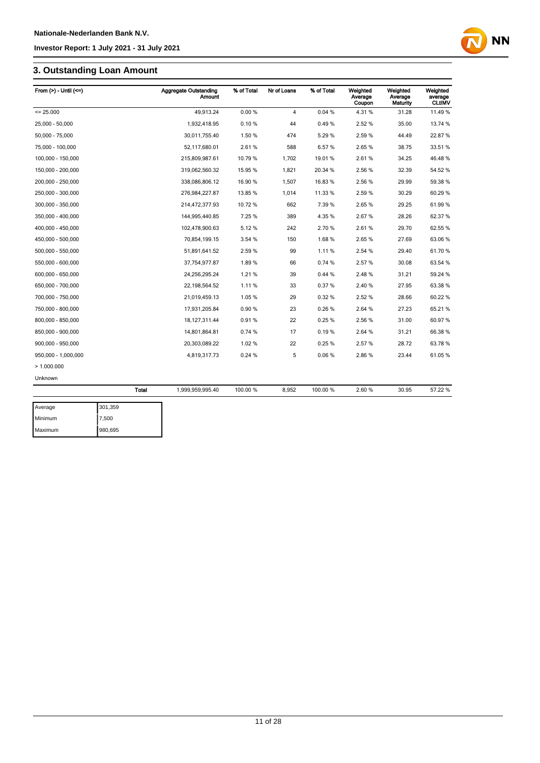## 3. Outstanding Loan Amount

| From (>) - Until (<=) | Aggregate Outstanding Amount | % of Total | Nr of Loans | % of Total | Weighted Average Coupon | Weighted Average Maturity | Weighted average CLtIMV |
|---|---|---|---|---|---|---|---|
| <= 25.000 | 49,913.24 | 0.00 % | 4 | 0.04 % | 4.31 % | 31.28 | 11.49 % |
| 25,000 - 50,000 | 1,932,418.95 | 0.10 % | 44 | 0.49 % | 2.52 % | 35.00 | 13.74 % |
| 50,000 - 75,000 | 30,011,755.40 | 1.50 % | 474 | 5.29 % | 2.59 % | 44.49 | 22.87 % |
| 75,000 - 100,000 | 52,117,680.01 | 2.61 % | 588 | 6.57 % | 2.65 % | 38.75 | 33.51 % |
| 100,000 - 150,000 | 215,809,987.61 | 10.79 % | 1,702 | 19.01 % | 2.61 % | 34.25 | 46.48 % |
| 150,000 - 200,000 | 319,062,560.32 | 15.95 % | 1,821 | 20.34 % | 2.56 % | 32.39 | 54.52 % |
| 200,000 - 250,000 | 338,086,806.12 | 16.90 % | 1,507 | 16.83 % | 2.56 % | 29.99 | 59.38 % |
| 250,000 - 300,000 | 276,984,227.87 | 13.85 % | 1,014 | 11.33 % | 2.59 % | 30.29 | 60.29 % |
| 300,000 - 350,000 | 214,472,377.93 | 10.72 % | 662 | 7.39 % | 2.65 % | 29.25 | 61.99 % |
| 350,000 - 400,000 | 144,995,440.85 | 7.25 % | 389 | 4.35 % | 2.67 % | 28.26 | 62.37 % |
| 400,000 - 450,000 | 102,478,900.63 | 5.12 % | 242 | 2.70 % | 2.61 % | 29.70 | 62.55 % |
| 450,000 - 500,000 | 70,854,199.15 | 3.54 % | 150 | 1.68 % | 2.65 % | 27.69 | 63.06 % |
| 500,000 - 550,000 | 51,891,641.52 | 2.59 % | 99 | 1.11 % | 2.54 % | 29.40 | 61.70 % |
| 550,000 - 600,000 | 37,754,977.87 | 1.89 % | 66 | 0.74 % | 2.57 % | 30.08 | 63.54 % |
| 600,000 - 650,000 | 24,256,295.24 | 1.21 % | 39 | 0.44 % | 2.48 % | 31.21 | 59.24 % |
| 650,000 - 700,000 | 22,198,564.52 | 1.11 % | 33 | 0.37 % | 2.40 % | 27.95 | 63.38 % |
| 700,000 - 750,000 | 21,019,459.13 | 1.05 % | 29 | 0.32 % | 2.52 % | 28.66 | 60.22 % |
| 750,000 - 800,000 | 17,931,205.84 | 0.90 % | 23 | 0.26 % | 2.64 % | 27.23 | 65.21 % |
| 800,000 - 850,000 | 18,127,311.44 | 0.91 % | 22 | 0.25 % | 2.56 % | 31.00 | 60.97 % |
| 850,000 - 900,000 | 14,801,864.81 | 0.74 % | 17 | 0.19 % | 2.64 % | 31.21 | 66.38 % |
| 900,000 - 950,000 | 20,303,089.22 | 1.02 % | 22 | 0.25 % | 2.57 % | 28.72 | 63.78 % |
| 950,000 - 1,000,000 | 4,819,317.73 | 0.24 % | 5 | 0.06 % | 2.86 % | 23.44 | 61.05 % |
| > 1.000.000 | | | | | | | |
| Unknown | | | | | | | |
| Total | 1,999,959,995.40 | 100.00 % | 8,952 | 100.00 % | 2.60 % | 30.95 | 57.22 % |

| | |
|---|---|
| Average | 301,359 |
| Minimum | 7,500 |
| Maximum | 980,695 |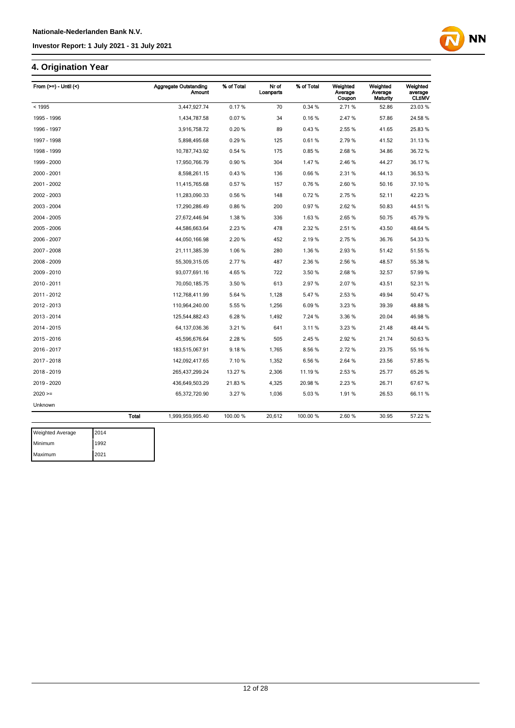## 4. Origination Year

| From (>=) - Until (<) | Aggregate Outstanding Amount | % of Total | Nr of Loanparts | % of Total | Weighted Average Coupon | Weighted Average Maturity | Weighted average CLtIMV |
|---|---|---|---|---|---|---|---|
| < 1995 | 3,447,927.74 | 0.17 % | 70 | 0.34 % | 2.71 % | 52.86 | 23.03 % |
| 1995 - 1996 | 1,434,787.58 | 0.07 % | 34 | 0.16 % | 2.47 % | 57.86 | 24.58 % |
| 1996 - 1997 | 3,916,758.72 | 0.20 % | 89 | 0.43 % | 2.55 % | 41.65 | 25.83 % |
| 1997 - 1998 | 5,898,495.68 | 0.29 % | 125 | 0.61 % | 2.79 % | 41.52 | 31.13 % |
| 1998 - 1999 | 10,787,743.92 | 0.54 % | 175 | 0.85 % | 2.68 % | 34.86 | 36.72 % |
| 1999 - 2000 | 17,950,766.79 | 0.90 % | 304 | 1.47 % | 2.46 % | 44.27 | 36.17 % |
| 2000 - 2001 | 8,598,261.15 | 0.43 % | 136 | 0.66 % | 2.31 % | 44.13 | 36.53 % |
| 2001 - 2002 | 11,415,765.68 | 0.57 % | 157 | 0.76 % | 2.60 % | 50.16 | 37.10 % |
| 2002 - 2003 | 11,283,090.33 | 0.56 % | 148 | 0.72 % | 2.75 % | 52.11 | 42.23 % |
| 2003 - 2004 | 17,290,286.49 | 0.86 % | 200 | 0.97 % | 2.62 % | 50.83 | 44.51 % |
| 2004 - 2005 | 27,672,446.94 | 1.38 % | 336 | 1.63 % | 2.65 % | 50.75 | 45.79 % |
| 2005 - 2006 | 44,586,663.64 | 2.23 % | 478 | 2.32 % | 2.51 % | 43.50 | 48.64 % |
| 2006 - 2007 | 44,050,166.98 | 2.20 % | 452 | 2.19 % | 2.75 % | 36.76 | 54.33 % |
| 2007 - 2008 | 21,111,385.39 | 1.06 % | 280 | 1.36 % | 2.93 % | 51.42 | 51.55 % |
| 2008 - 2009 | 55,309,315.05 | 2.77 % | 487 | 2.36 % | 2.56 % | 48.57 | 55.38 % |
| 2009 - 2010 | 93,077,691.16 | 4.65 % | 722 | 3.50 % | 2.68 % | 32.57 | 57.99 % |
| 2010 - 2011 | 70,050,185.75 | 3.50 % | 613 | 2.97 % | 2.07 % | 43.51 | 52.31 % |
| 2011 - 2012 | 112,768,411.99 | 5.64 % | 1,128 | 5.47 % | 2.53 % | 49.94 | 50.47 % |
| 2012 - 2013 | 110,964,240.00 | 5.55 % | 1,256 | 6.09 % | 3.23 % | 39.39 | 48.88 % |
| 2013 - 2014 | 125,544,882.43 | 6.28 % | 1,492 | 7.24 % | 3.36 % | 20.04 | 46.98 % |
| 2014 - 2015 | 64,137,036.36 | 3.21 % | 641 | 3.11 % | 3.23 % | 21.48 | 48.44 % |
| 2015 - 2016 | 45,596,676.64 | 2.28 % | 505 | 2.45 % | 2.92 % | 21.74 | 50.63 % |
| 2016 - 2017 | 183,515,067.91 | 9.18 % | 1,765 | 8.56 % | 2.72 % | 23.75 | 55.16 % |
| 2017 - 2018 | 142,092,417.65 | 7.10 % | 1,352 | 6.56 % | 2.64 % | 23.56 | 57.85 % |
| 2018 - 2019 | 265,437,299.24 | 13.27 % | 2,306 | 11.19 % | 2.53 % | 25.77 | 65.26 % |
| 2019 - 2020 | 436,649,503.29 | 21.83 % | 4,325 | 20.98 % | 2.23 % | 26.71 | 67.67 % |
| 2020 >= | 65,372,720.90 | 3.27 % | 1,036 | 5.03 % | 1.91 % | 26.53 | 66.11 % |
| Unknown | | | | | | | |
| **Total** | 1,999,959,995.40 | 100.00 % | 20,612 | 100.00 % | 2.60 % | 30.95 | 57.22 % |

| Weighted Average | 2014 |
|---|---|
| Minimum | 1992 |
| Maximum | 2021 |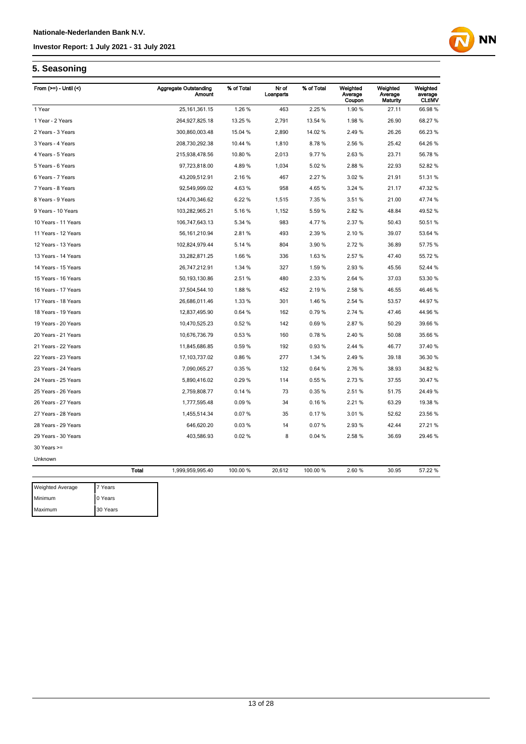## 5. Seasoning

| From (>=) - Until (<) | Aggregate Outstanding Amount | % of Total | Nr of Loanparts | % of Total | Weighted Average Coupon | Weighted Average Maturity | Weighted average CLtIMV |
|---|---|---|---|---|---|---|---|
| 1 Year | 25,161,361.15 | 1.26 % | 463 | 2.25 % | 1.90 % | 27.11 | 66.98 % |
| 1 Year - 2 Years | 264,927,825.18 | 13.25 % | 2,791 | 13.54 % | 1.98 % | 26.90 | 68.27 % |
| 2 Years - 3 Years | 300,860,003.48 | 15.04 % | 2,890 | 14.02 % | 2.49 % | 26.26 | 66.23 % |
| 3 Years - 4 Years | 208,730,292.38 | 10.44 % | 1,810 | 8.78 % | 2.56 % | 25.42 | 64.26 % |
| 4 Years - 5 Years | 215,938,478.56 | 10.80 % | 2,013 | 9.77 % | 2.63 % | 23.71 | 56.78 % |
| 5 Years - 6 Years | 97,723,818.00 | 4.89 % | 1,034 | 5.02 % | 2.88 % | 22.93 | 52.82 % |
| 6 Years - 7 Years | 43,209,512.91 | 2.16 % | 467 | 2.27 % | 3.02 % | 21.91 | 51.31 % |
| 7 Years - 8 Years | 92,549,999.02 | 4.63 % | 958 | 4.65 % | 3.24 % | 21.17 | 47.32 % |
| 8 Years - 9 Years | 124,470,346.62 | 6.22 % | 1,515 | 7.35 % | 3.51 % | 21.00 | 47.74 % |
| 9 Years - 10 Years | 103,282,965.21 | 5.16 % | 1,152 | 5.59 % | 2.82 % | 48.84 | 49.52 % |
| 10 Years - 11 Years | 106,747,643.13 | 5.34 % | 983 | 4.77 % | 2.37 % | 50.43 | 50.51 % |
| 11 Years - 12 Years | 56,161,210.94 | 2.81 % | 493 | 2.39 % | 2.10 % | 39.07 | 53.64 % |
| 12 Years - 13 Years | 102,824,979.44 | 5.14 % | 804 | 3.90 % | 2.72 % | 36.89 | 57.75 % |
| 13 Years - 14 Years | 33,282,871.25 | 1.66 % | 336 | 1.63 % | 2.57 % | 47.40 | 55.72 % |
| 14 Years - 15 Years | 26,747,212.91 | 1.34 % | 327 | 1.59 % | 2.93 % | 45.56 | 52.44 % |
| 15 Years - 16 Years | 50,193,130.86 | 2.51 % | 480 | 2.33 % | 2.64 % | 37.03 | 53.30 % |
| 16 Years - 17 Years | 37,504,544.10 | 1.88 % | 452 | 2.19 % | 2.58 % | 46.55 | 46.46 % |
| 17 Years - 18 Years | 26,686,011.46 | 1.33 % | 301 | 1.46 % | 2.54 % | 53.57 | 44.97 % |
| 18 Years - 19 Years | 12,837,495.90 | 0.64 % | 162 | 0.79 % | 2.74 % | 47.46 | 44.96 % |
| 19 Years - 20 Years | 10,470,525.23 | 0.52 % | 142 | 0.69 % | 2.87 % | 50.29 | 39.66 % |
| 20 Years - 21 Years | 10,676,736.79 | 0.53 % | 160 | 0.78 % | 2.40 % | 50.08 | 35.66 % |
| 21 Years - 22 Years | 11,845,686.85 | 0.59 % | 192 | 0.93 % | 2.44 % | 46.77 | 37.40 % |
| 22 Years - 23 Years | 17,103,737.02 | 0.86 % | 277 | 1.34 % | 2.49 % | 39.18 | 36.30 % |
| 23 Years - 24 Years | 7,090,065.27 | 0.35 % | 132 | 0.64 % | 2.76 % | 38.93 | 34.82 % |
| 24 Years - 25 Years | 5,890,416.02 | 0.29 % | 114 | 0.55 % | 2.73 % | 37.55 | 30.47 % |
| 25 Years - 26 Years | 2,759,808.77 | 0.14 % | 73 | 0.35 % | 2.51 % | 51.75 | 24.49 % |
| 26 Years - 27 Years | 1,777,595.48 | 0.09 % | 34 | 0.16 % | 2.21 % | 63.29 | 19.38 % |
| 27 Years - 28 Years | 1,455,514.34 | 0.07 % | 35 | 0.17 % | 3.01 % | 52.62 | 23.56 % |
| 28 Years - 29 Years | 646,620.20 | 0.03 % | 14 | 0.07 % | 2.93 % | 42.44 | 27.21 % |
| 29 Years - 30 Years | 403,586.93 | 0.02 % | 8 | 0.04 % | 2.58 % | 36.69 | 29.46 % |
| 30 Years >= | | | | | | | |
| Unknown | | | | | | | |
| **Total** | 1,999,959,995.40 | 100.00 % | 20,612 | 100.00 % | 2.60 % | 30.95 | 57.22 % |

| | |
|---|---|
| Weighted Average | 7 Years |
| Minimum | 0 Years |
| Maximum | 30 Years |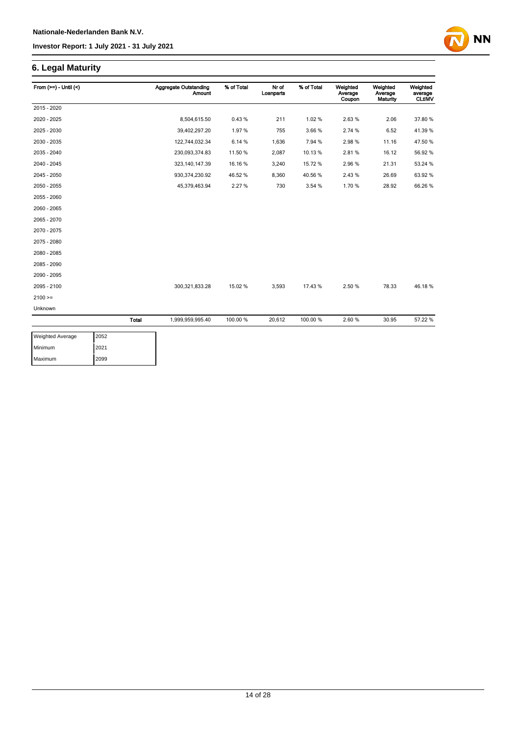## 6. Legal Maturity

| From (>=) - Until (<) | | Aggregate Outstanding Amount | % of Total | Nr of Loanparts | % of Total | Weighted Average Coupon | Weighted Average Maturity | Weighted average CLtIMV |
|---|---|---|---|---|---|---|---|---|
| 2015 - 2020 | | | | | | | | |
| 2020 - 2025 | | 8,504,615.50 | 0.43 % | 211 | 1.02 % | 2.63 % | 2.06 | 37.80 % |
| 2025 - 2030 | | 39,402,297.20 | 1.97 % | 755 | 3.66 % | 2.74 % | 6.52 | 41.39 % |
| 2030 - 2035 | | 122,744,032.34 | 6.14 % | 1,636 | 7.94 % | 2.98 % | 11.16 | 47.50 % |
| 2035 - 2040 | | 230,093,374.83 | 11.50 % | 2,087 | 10.13 % | 2.81 % | 16.12 | 56.92 % |
| 2040 - 2045 | | 323,140,147.39 | 16.16 % | 3,240 | 15.72 % | 2.96 % | 21.31 | 53.24 % |
| 2045 - 2050 | | 930,374,230.92 | 46.52 % | 8,360 | 40.56 % | 2.43 % | 26.69 | 63.92 % |
| 2050 - 2055 | | 45,379,463.94 | 2.27 % | 730 | 3.54 % | 1.70 % | 28.92 | 66.26 % |
| 2055 - 2060 | | | | | | | | |
| 2060 - 2065 | | | | | | | | |
| 2065 - 2070 | | | | | | | | |
| 2070 - 2075 | | | | | | | | |
| 2075 - 2080 | | | | | | | | |
| 2080 - 2085 | | | | | | | | |
| 2085 - 2090 | | | | | | | | |
| 2090 - 2095 | | | | | | | | |
| 2095 - 2100 | | 300,321,833.28 | 15.02 % | 3,593 | 17.43 % | 2.50 % | 78.33 | 46.18 % |
| 2100 >= | | | | | | | | |
| Unknown | | | | | | | | |
| | **Total** | 1,999,959,995.40 | 100.00 % | 20,612 | 100.00 % | 2.60 % | 30.95 | 57.22 % |

| | |
|---|---|
| Weighted Average | 2052 |
| Minimum | 2021 |
| Maximum | 2099 |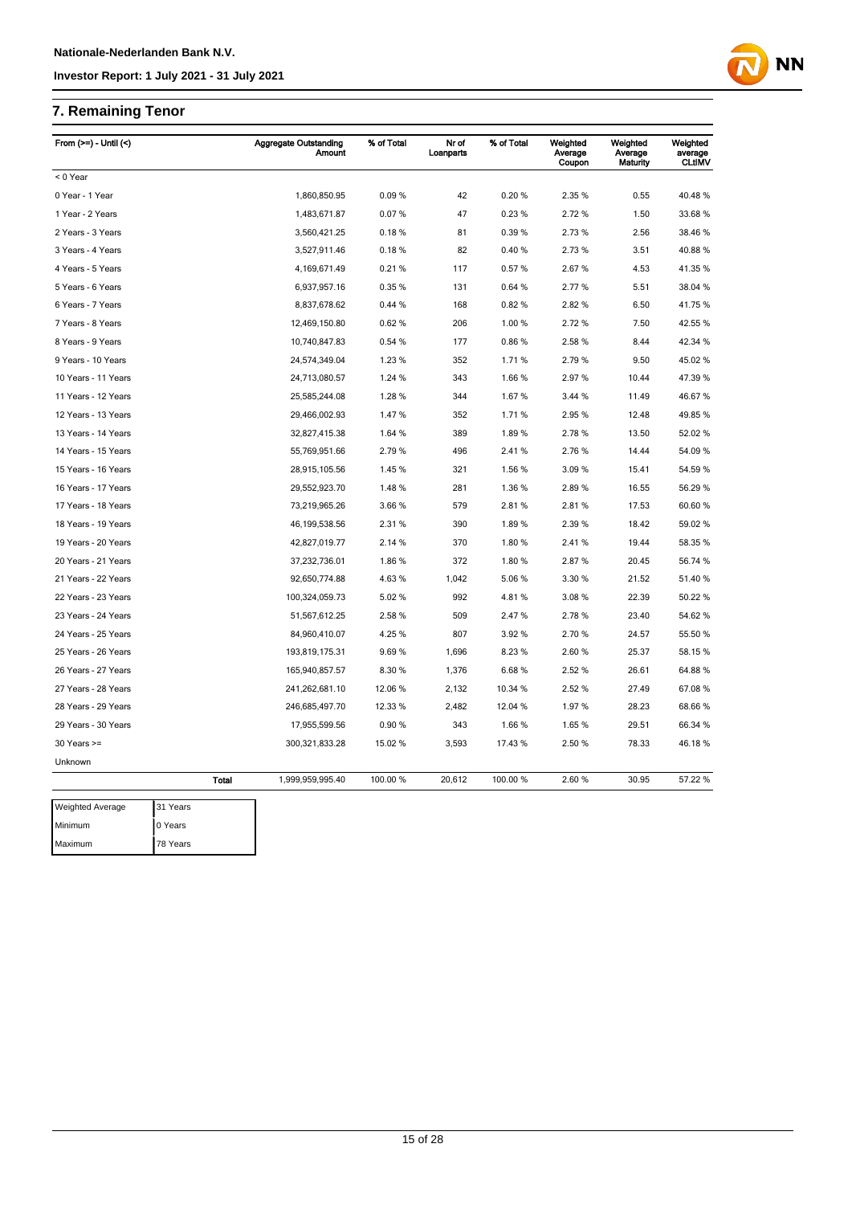## 7. Remaining Tenor

| From (>=) - Until (<) | Aggregate Outstanding Amount | % of Total | Nr of Loanparts | % of Total | Weighted Average Coupon | Weighted Average Maturity | Weighted average CLtIMV |
|---|---|---|---|---|---|---|---|
| < 0 Year | | | | | | | |
| 0 Year - 1 Year | 1,860,850.95 | 0.09 % | 42 | 0.20 % | 2.35 % | 0.55 | 40.48 % |
| 1 Year - 2 Years | 1,483,671.87 | 0.07 % | 47 | 0.23 % | 2.72 % | 1.50 | 33.68 % |
| 2 Years - 3 Years | 3,560,421.25 | 0.18 % | 81 | 0.39 % | 2.73 % | 2.56 | 38.46 % |
| 3 Years - 4 Years | 3,527,911.46 | 0.18 % | 82 | 0.40 % | 2.73 % | 3.51 | 40.88 % |
| 4 Years - 5 Years | 4,169,671.49 | 0.21 % | 117 | 0.57 % | 2.67 % | 4.53 | 41.35 % |
| 5 Years - 6 Years | 6,937,957.16 | 0.35 % | 131 | 0.64 % | 2.77 % | 5.51 | 38.04 % |
| 6 Years - 7 Years | 8,837,678.62 | 0.44 % | 168 | 0.82 % | 2.82 % | 6.50 | 41.75 % |
| 7 Years - 8 Years | 12,469,150.80 | 0.62 % | 206 | 1.00 % | 2.72 % | 7.50 | 42.55 % |
| 8 Years - 9 Years | 10,740,847.83 | 0.54 % | 177 | 0.86 % | 2.58 % | 8.44 | 42.34 % |
| 9 Years - 10 Years | 24,574,349.04 | 1.23 % | 352 | 1.71 % | 2.79 % | 9.50 | 45.02 % |
| 10 Years - 11 Years | 24,713,080.57 | 1.24 % | 343 | 1.66 % | 2.97 % | 10.44 | 47.39 % |
| 11 Years - 12 Years | 25,585,244.08 | 1.28 % | 344 | 1.67 % | 3.44 % | 11.49 | 46.67 % |
| 12 Years - 13 Years | 29,466,002.93 | 1.47 % | 352 | 1.71 % | 2.95 % | 12.48 | 49.85 % |
| 13 Years - 14 Years | 32,827,415.38 | 1.64 % | 389 | 1.89 % | 2.78 % | 13.50 | 52.02 % |
| 14 Years - 15 Years | 55,769,951.66 | 2.79 % | 496 | 2.41 % | 2.76 % | 14.44 | 54.09 % |
| 15 Years - 16 Years | 28,915,105.56 | 1.45 % | 321 | 1.56 % | 3.09 % | 15.41 | 54.59 % |
| 16 Years - 17 Years | 29,552,923.70 | 1.48 % | 281 | 1.36 % | 2.89 % | 16.55 | 56.29 % |
| 17 Years - 18 Years | 73,219,965.26 | 3.66 % | 579 | 2.81 % | 2.81 % | 17.53 | 60.60 % |
| 18 Years - 19 Years | 46,199,538.56 | 2.31 % | 390 | 1.89 % | 2.39 % | 18.42 | 59.02 % |
| 19 Years - 20 Years | 42,827,019.77 | 2.14 % | 370 | 1.80 % | 2.41 % | 19.44 | 58.35 % |
| 20 Years - 21 Years | 37,232,736.01 | 1.86 % | 372 | 1.80 % | 2.87 % | 20.45 | 56.74 % |
| 21 Years - 22 Years | 92,650,774.88 | 4.63 % | 1,042 | 5.06 % | 3.30 % | 21.52 | 51.40 % |
| 22 Years - 23 Years | 100,324,059.73 | 5.02 % | 992 | 4.81 % | 3.08 % | 22.39 | 50.22 % |
| 23 Years - 24 Years | 51,567,612.25 | 2.58 % | 509 | 2.47 % | 2.78 % | 23.40 | 54.62 % |
| 24 Years - 25 Years | 84,960,410.07 | 4.25 % | 807 | 3.92 % | 2.70 % | 24.57 | 55.50 % |
| 25 Years - 26 Years | 193,819,175.31 | 9.69 % | 1,696 | 8.23 % | 2.60 % | 25.37 | 58.15 % |
| 26 Years - 27 Years | 165,940,857.57 | 8.30 % | 1,376 | 6.68 % | 2.52 % | 26.61 | 64.88 % |
| 27 Years - 28 Years | 241,262,681.10 | 12.06 % | 2,132 | 10.34 % | 2.52 % | 27.49 | 67.08 % |
| 28 Years - 29 Years | 246,685,497.70 | 12.33 % | 2,482 | 12.04 % | 1.97 % | 28.23 | 68.66 % |
| 29 Years - 30 Years | 17,955,599.56 | 0.90 % | 343 | 1.66 % | 1.65 % | 29.51 | 66.34 % |
| 30 Years >= | 300,321,833.28 | 15.02 % | 3,593 | 17.43 % | 2.50 % | 78.33 | 46.18 % |
| Unknown | | | | | | | |
| **Total** | 1,999,959,995.40 | 100.00 % | 20,612 | 100.00 % | 2.60 % | 30.95 | 57.22 % |

| Weighted Average | 31 Years |
|---|---|
| Minimum | 0 Years |
| Maximum | 78 Years |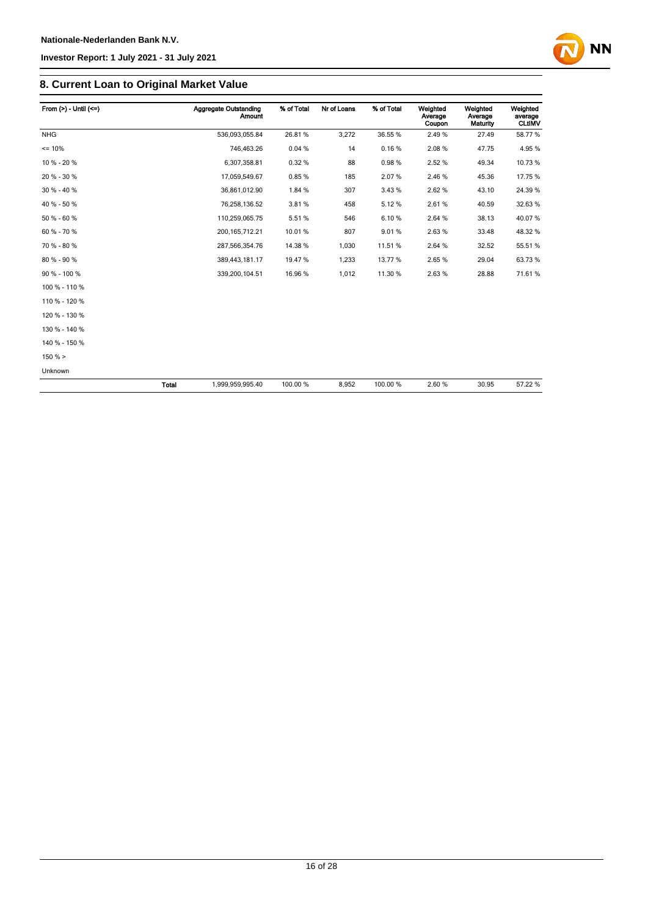## 8. Current Loan to Original Market Value

| From (>) - Until (<=) | | Aggregate Outstanding Amount | % of Total | Nr of Loans | % of Total | Weighted Average Coupon | Weighted Average Maturity | Weighted average CLtIMV |
|---|---|---|---|---|---|---|---|---|
| NHG | | 536,093,055.84 | 26.81 % | 3,272 | 36.55 % | 2.49 % | 27.49 | 58.77 % |
| <= 10% | | 746,463.26 | 0.04 % | 14 | 0.16 % | 2.08 % | 47.75 | 4.95 % |
| 10 % - 20 % | | 6,307,358.81 | 0.32 % | 88 | 0.98 % | 2.52 % | 49.34 | 10.73 % |
| 20 % - 30 % | | 17,059,549.67 | 0.85 % | 185 | 2.07 % | 2.46 % | 45.36 | 17.75 % |
| 30 % - 40 % | | 36,861,012.90 | 1.84 % | 307 | 3.43 % | 2.62 % | 43.10 | 24.39 % |
| 40 % - 50 % | | 76,258,136.52 | 3.81 % | 458 | 5.12 % | 2.61 % | 40.59 | 32.63 % |
| 50 % - 60 % | | 110,259,065.75 | 5.51 % | 546 | 6.10 % | 2.64 % | 38.13 | 40.07 % |
| 60 % - 70 % | | 200,165,712.21 | 10.01 % | 807 | 9.01 % | 2.63 % | 33.48 | 48.32 % |
| 70 % - 80 % | | 287,566,354.76 | 14.38 % | 1,030 | 11.51 % | 2.64 % | 32.52 | 55.51 % |
| 80 % - 90 % | | 389,443,181.17 | 19.47 % | 1,233 | 13.77 % | 2.65 % | 29.04 | 63.73 % |
| 90 % - 100 % | | 339,200,104.51 | 16.96 % | 1,012 | 11.30 % | 2.63 % | 28.88 | 71.61 % |
| 100 % - 110 % | | | | | | | | |
| 110 % - 120 % | | | | | | | | |
| 120 % - 130 % | | | | | | | | |
| 130 % - 140 % | | | | | | | | |
| 140 % - 150 % | | | | | | | | |
| 150 % > | | | | | | | | |
| Unknown | | | | | | | | |
| | Total | 1,999,959,995.40 | 100.00 % | 8,952 | 100.00 % | 2.60 % | 30.95 | 57.22 % |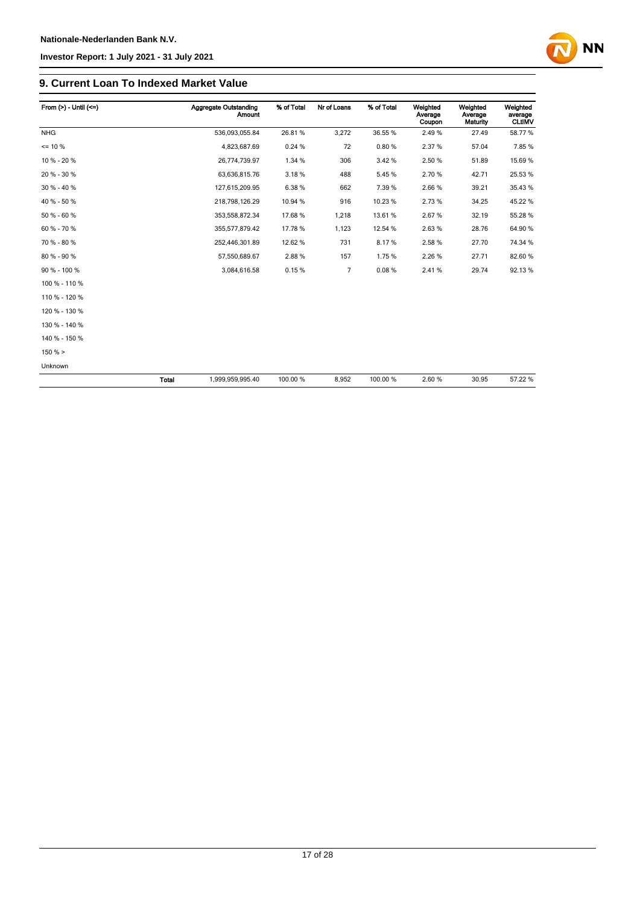## 9. Current Loan To Indexed Market Value

| From (>) - Until (<=) | | Aggregate Outstanding Amount | % of Total | Nr of Loans | % of Total | Weighted Average Coupon | Weighted Average Maturity | Weighted average CLtIMV |
|---|---|---|---|---|---|---|---|---|
| NHG | | 536,093,055.84 | 26.81 % | 3,272 | 36.55 % | 2.49 % | 27.49 | 58.77 % |
| <= 10 % | | 4,823,687.69 | 0.24 % | 72 | 0.80 % | 2.37 % | 57.04 | 7.85 % |
| 10 % - 20 % | | 26,774,739.97 | 1.34 % | 306 | 3.42 % | 2.50 % | 51.89 | 15.69 % |
| 20 % - 30 % | | 63,636,815.76 | 3.18 % | 488 | 5.45 % | 2.70 % | 42.71 | 25.53 % |
| 30 % - 40 % | | 127,615,209.95 | 6.38 % | 662 | 7.39 % | 2.66 % | 39.21 | 35.43 % |
| 40 % - 50 % | | 218,798,126.29 | 10.94 % | 916 | 10.23 % | 2.73 % | 34.25 | 45.22 % |
| 50 % - 60 % | | 353,558,872.34 | 17.68 % | 1,218 | 13.61 % | 2.67 % | 32.19 | 55.28 % |
| 60 % - 70 % | | 355,577,879.42 | 17.78 % | 1,123 | 12.54 % | 2.63 % | 28.76 | 64.90 % |
| 70 % - 80 % | | 252,446,301.89 | 12.62 % | 731 | 8.17 % | 2.58 % | 27.70 | 74.34 % |
| 80 % - 90 % | | 57,550,689.67 | 2.88 % | 157 | 1.75 % | 2.26 % | 27.71 | 82.60 % |
| 90 % - 100 % | | 3,084,616.58 | 0.15 % | 7 | 0.08 % | 2.41 % | 29.74 | 92.13 % |
| 100 % - 110 % | | | | | | | | |
| 110 % - 120 % | | | | | | | | |
| 120 % - 130 % | | | | | | | | |
| 130 % - 140 % | | | | | | | | |
| 140 % - 150 % | | | | | | | | |
| 150 % > | | | | | | | | |
| Unknown | | | | | | | | |
| | Total | 1,999,959,995.40 | 100.00 % | 8,952 | 100.00 % | 2.60 % | 30.95 | 57.22 % |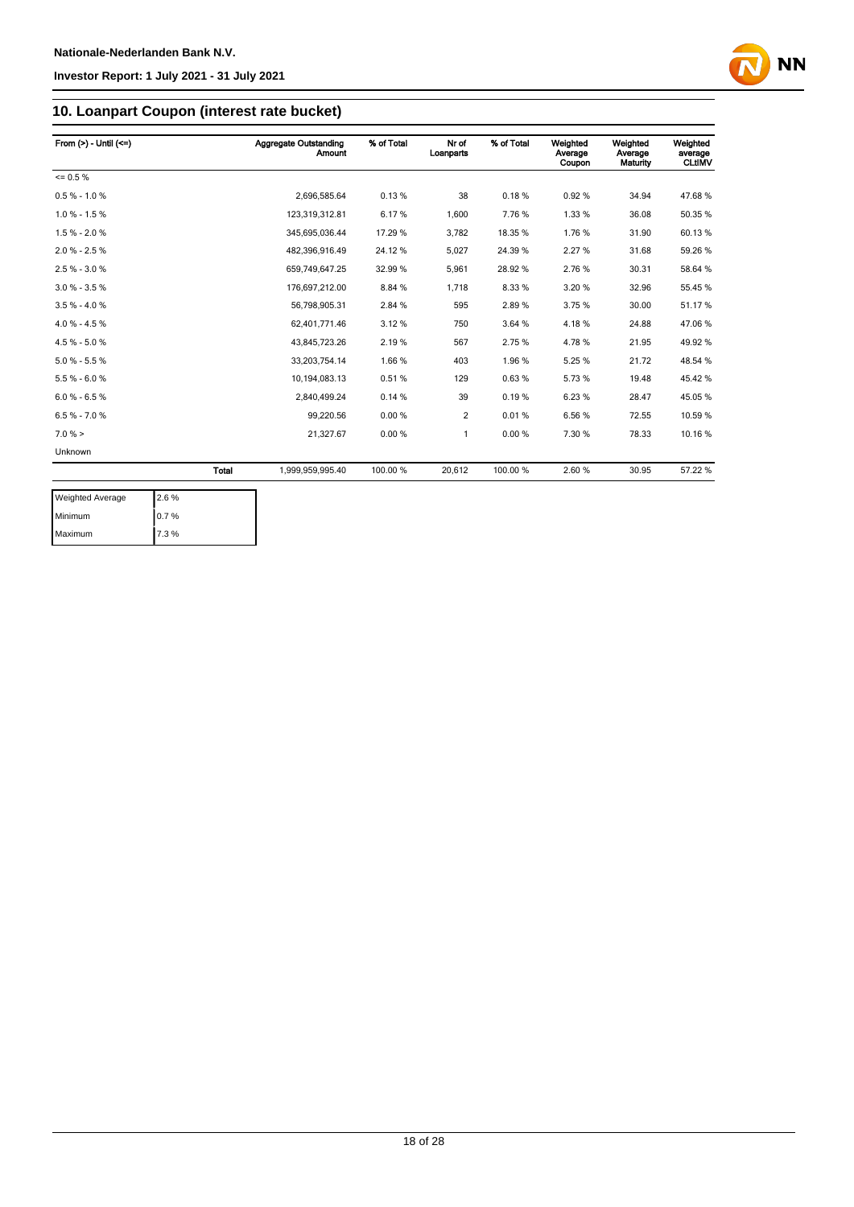## 10. Loanpart Coupon (interest rate bucket)

| From (>) - Until (<=) | | Aggregate Outstanding Amount | % of Total | Nr of Loanparts | % of Total | Weighted Average Coupon | Weighted Average Maturity | Weighted average CLtIMV |
|---|---|---|---|---|---|---|---|---|
| <= 0.5 % | | | | | | | | |
| 0.5 % - 1.0 % | | 2,696,585.64 | 0.13 % | 38 | 0.18 % | 0.92 % | 34.94 | 47.68 % |
| 1.0 % - 1.5 % | | 123,319,312.81 | 6.17 % | 1,600 | 7.76 % | 1.33 % | 36.08 | 50.35 % |
| 1.5 % - 2.0 % | | 345,695,036.44 | 17.29 % | 3,782 | 18.35 % | 1.76 % | 31.90 | 60.13 % |
| 2.0 % - 2.5 % | | 482,396,916.49 | 24.12 % | 5,027 | 24.39 % | 2.27 % | 31.68 | 59.26 % |
| 2.5 % - 3.0 % | | 659,749,647.25 | 32.99 % | 5,961 | 28.92 % | 2.76 % | 30.31 | 58.64 % |
| 3.0 % - 3.5 % | | 176,697,212.00 | 8.84 % | 1,718 | 8.33 % | 3.20 % | 32.96 | 55.45 % |
| 3.5 % - 4.0 % | | 56,798,905.31 | 2.84 % | 595 | 2.89 % | 3.75 % | 30.00 | 51.17 % |
| 4.0 % - 4.5 % | | 62,401,771.46 | 3.12 % | 750 | 3.64 % | 4.18 % | 24.88 | 47.06 % |
| 4.5 % - 5.0 % | | 43,845,723.26 | 2.19 % | 567 | 2.75 % | 4.78 % | 21.95 | 49.92 % |
| 5.0 % - 5.5 % | | 33,203,754.14 | 1.66 % | 403 | 1.96 % | 5.25 % | 21.72 | 48.54 % |
| 5.5 % - 6.0 % | | 10,194,083.13 | 0.51 % | 129 | 0.63 % | 5.73 % | 19.48 | 45.42 % |
| 6.0 % - 6.5 % | | 2,840,499.24 | 0.14 % | 39 | 0.19 % | 6.23 % | 28.47 | 45.05 % |
| 6.5 % - 7.0 % | | 99,220.56 | 0.00 % | 2 | 0.01 % | 6.56 % | 72.55 | 10.59 % |
| 7.0 % > | | 21,327.67 | 0.00 % | 1 | 0.00 % | 7.30 % | 78.33 | 10.16 % |
| Unknown | | | | | | | | |
| | Total | 1,999,959,995.40 | 100.00 % | 20,612 | 100.00 % | 2.60 % | 30.95 | 57.22 % |

| | |
|---|---|
| Weighted Average | 2.6 % |
| Minimum | 0.7 % |
| Maximum | 7.3 % |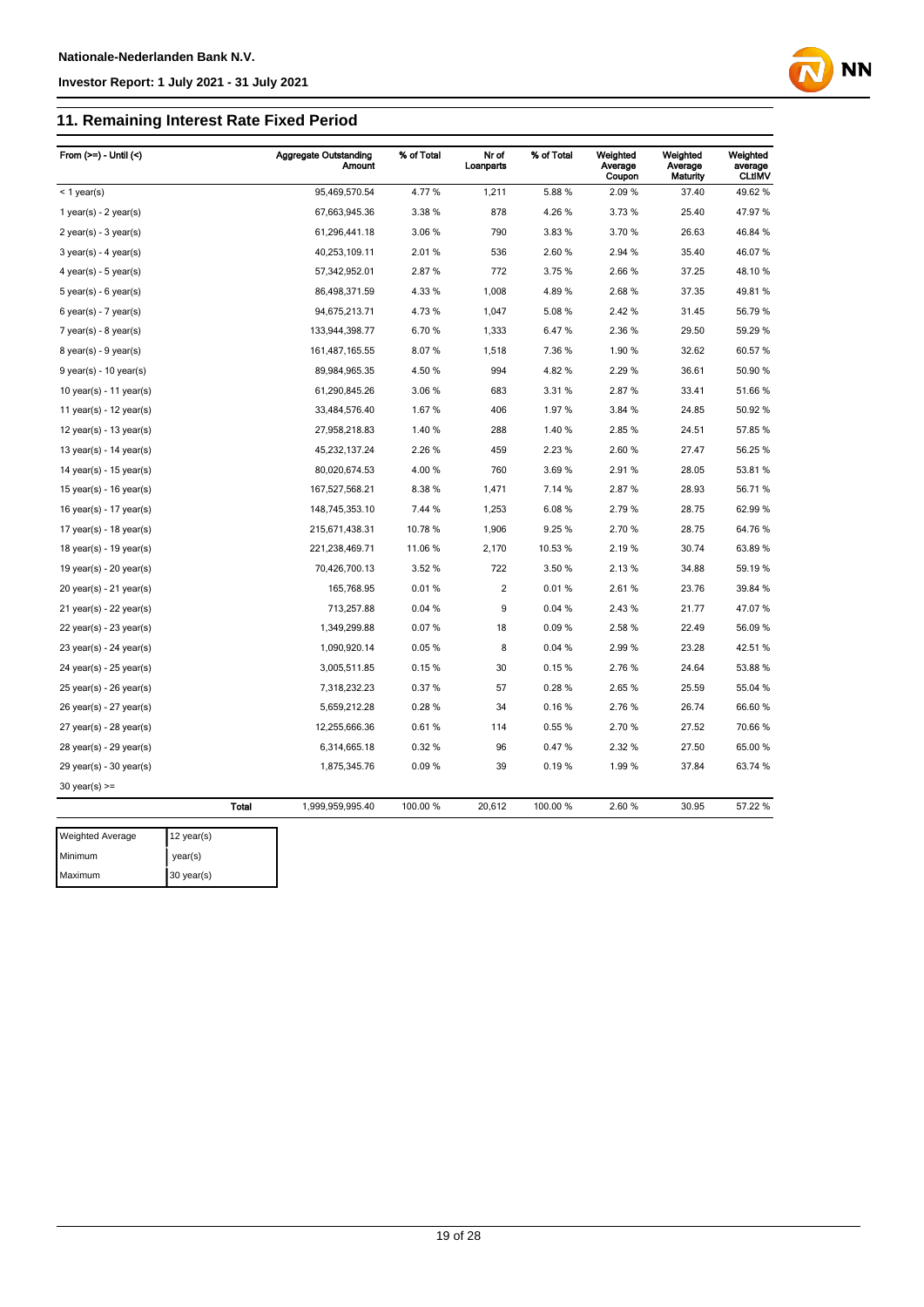## 11. Remaining Interest Rate Fixed Period

| From (>=) - Until (<) | Aggregate Outstanding Amount | % of Total | Nr of Loanparts | % of Total | Weighted Average Coupon | Weighted Average Maturity | Weighted average CLtIMV |
|---|---|---|---|---|---|---|---|
| < 1 year(s) | 95,469,570.54 | 4.77 % | 1,211 | 5.88 % | 2.09 % | 37.40 | 49.62 % |
| 1 year(s) - 2 year(s) | 67,663,945.36 | 3.38 % | 878 | 4.26 % | 3.73 % | 25.40 | 47.97 % |
| 2 year(s) - 3 year(s) | 61,296,441.18 | 3.06 % | 790 | 3.83 % | 3.70 % | 26.63 | 46.84 % |
| 3 year(s) - 4 year(s) | 40,253,109.11 | 2.01 % | 536 | 2.60 % | 2.94 % | 35.40 | 46.07 % |
| 4 year(s) - 5 year(s) | 57,342,952.01 | 2.87 % | 772 | 3.75 % | 2.66 % | 37.25 | 48.10 % |
| 5 year(s) - 6 year(s) | 86,498,371.59 | 4.33 % | 1,008 | 4.89 % | 2.68 % | 37.35 | 49.81 % |
| 6 year(s) - 7 year(s) | 94,675,213.71 | 4.73 % | 1,047 | 5.08 % | 2.42 % | 31.45 | 56.79 % |
| 7 year(s) - 8 year(s) | 133,944,398.77 | 6.70 % | 1,333 | 6.47 % | 2.36 % | 29.50 | 59.29 % |
| 8 year(s) - 9 year(s) | 161,487,165.55 | 8.07 % | 1,518 | 7.36 % | 1.90 % | 32.62 | 60.57 % |
| 9 year(s) - 10 year(s) | 89,984,965.35 | 4.50 % | 994 | 4.82 % | 2.29 % | 36.61 | 50.90 % |
| 10 year(s) - 11 year(s) | 61,290,845.26 | 3.06 % | 683 | 3.31 % | 2.87 % | 33.41 | 51.66 % |
| 11 year(s) - 12 year(s) | 33,484,576.40 | 1.67 % | 406 | 1.97 % | 3.84 % | 24.85 | 50.92 % |
| 12 year(s) - 13 year(s) | 27,958,218.83 | 1.40 % | 288 | 1.40 % | 2.85 % | 24.51 | 57.85 % |
| 13 year(s) - 14 year(s) | 45,232,137.24 | 2.26 % | 459 | 2.23 % | 2.60 % | 27.47 | 56.25 % |
| 14 year(s) - 15 year(s) | 80,020,674.53 | 4.00 % | 760 | 3.69 % | 2.91 % | 28.05 | 53.81 % |
| 15 year(s) - 16 year(s) | 167,527,568.21 | 8.38 % | 1,471 | 7.14 % | 2.87 % | 28.93 | 56.71 % |
| 16 year(s) - 17 year(s) | 148,745,353.10 | 7.44 % | 1,253 | 6.08 % | 2.79 % | 28.75 | 62.99 % |
| 17 year(s) - 18 year(s) | 215,671,438.31 | 10.78 % | 1,906 | 9.25 % | 2.70 % | 28.75 | 64.76 % |
| 18 year(s) - 19 year(s) | 221,238,469.71 | 11.06 % | 2,170 | 10.53 % | 2.19 % | 30.74 | 63.89 % |
| 19 year(s) - 20 year(s) | 70,426,700.13 | 3.52 % | 722 | 3.50 % | 2.13 % | 34.88 | 59.19 % |
| 20 year(s) - 21 year(s) | 165,768.95 | 0.01 % | 2 | 0.01 % | 2.61 % | 23.76 | 39.84 % |
| 21 year(s) - 22 year(s) | 713,257.88 | 0.04 % | 9 | 0.04 % | 2.43 % | 21.77 | 47.07 % |
| 22 year(s) - 23 year(s) | 1,349,299.88 | 0.07 % | 18 | 0.09 % | 2.58 % | 22.49 | 56.09 % |
| 23 year(s) - 24 year(s) | 1,090,920.14 | 0.05 % | 8 | 0.04 % | 2.99 % | 23.28 | 42.51 % |
| 24 year(s) - 25 year(s) | 3,005,511.85 | 0.15 % | 30 | 0.15 % | 2.76 % | 24.64 | 53.88 % |
| 25 year(s) - 26 year(s) | 7,318,232.23 | 0.37 % | 57 | 0.28 % | 2.65 % | 25.59 | 55.04 % |
| 26 year(s) - 27 year(s) | 5,659,212.28 | 0.28 % | 34 | 0.16 % | 2.76 % | 26.74 | 66.60 % |
| 27 year(s) - 28 year(s) | 12,255,666.36 | 0.61 % | 114 | 0.55 % | 2.70 % | 27.52 | 70.66 % |
| 28 year(s) - 29 year(s) | 6,314,665.18 | 0.32 % | 96 | 0.47 % | 2.32 % | 27.50 | 65.00 % |
| 29 year(s) - 30 year(s) | 1,875,345.76 | 0.09 % | 39 | 0.19 % | 1.99 % | 37.84 | 63.74 % |
| 30 year(s) >= | | | | | | | |
| **Total** | 1,999,959,995.40 | 100.00 % | 20,612 | 100.00 % | 2.60 % | 30.95 | 57.22 % |

| | |
|---|---|
| Weighted Average | 12 year(s) |
| Minimum | year(s) |
| Maximum | 30 year(s) |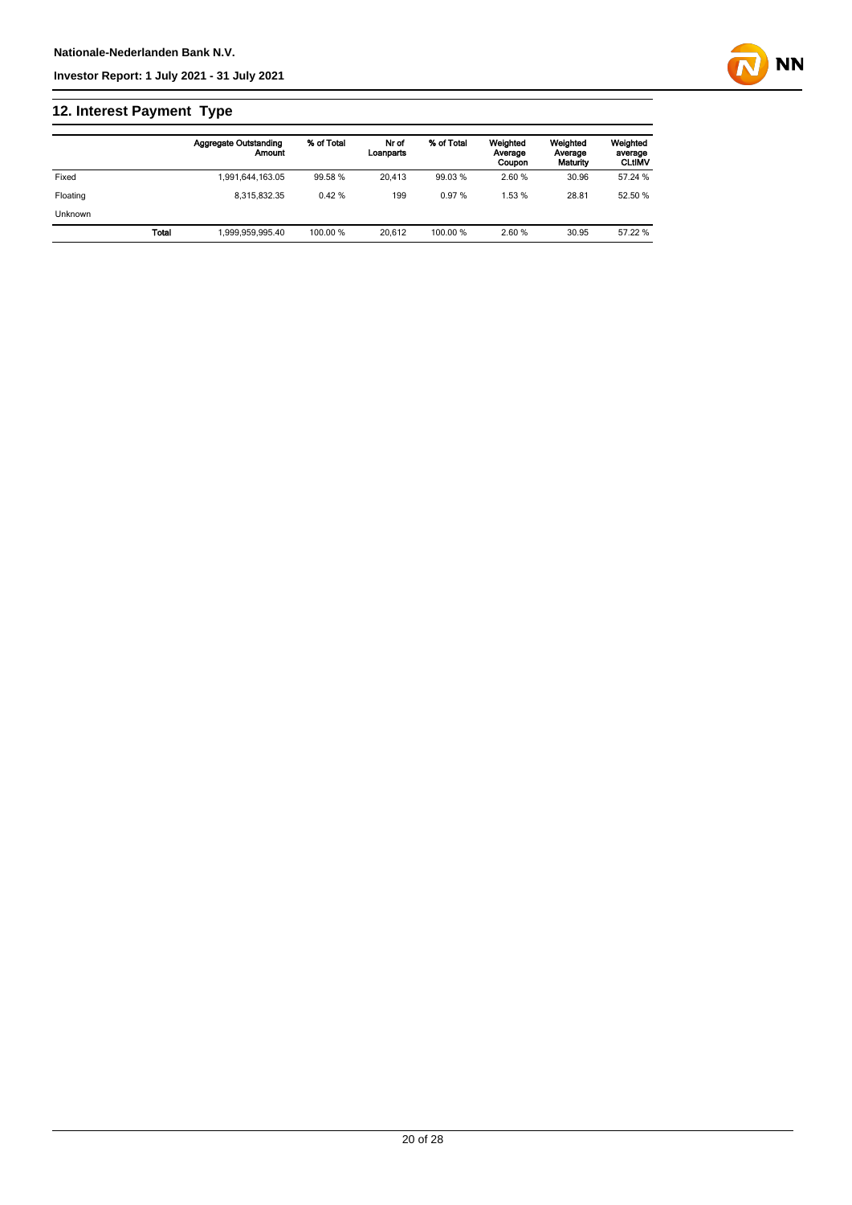## 12. Interest Payment Type

| | Aggregate Outstanding Amount | % of Total | Nr of Loanparts | % of Total | Weighted Average Coupon | Weighted Average Maturity | Weighted average CLtIMV |
|---|---|---|---|---|---|---|---|
| Fixed | 1,991,644,163.05 | 99.58 % | 20,413 | 99.03 % | 2.60 % | 30.96 | 57.24 % |
| Floating | 8,315,832.35 | 0.42 % | 199 | 0.97 % | 1.53 % | 28.81 | 52.50 % |
| Unknown | | | | | | | |
| **Total** | 1,999,959,995.40 | 100.00 % | 20,612 | 100.00 % | 2.60 % | 30.95 | 57.22 % |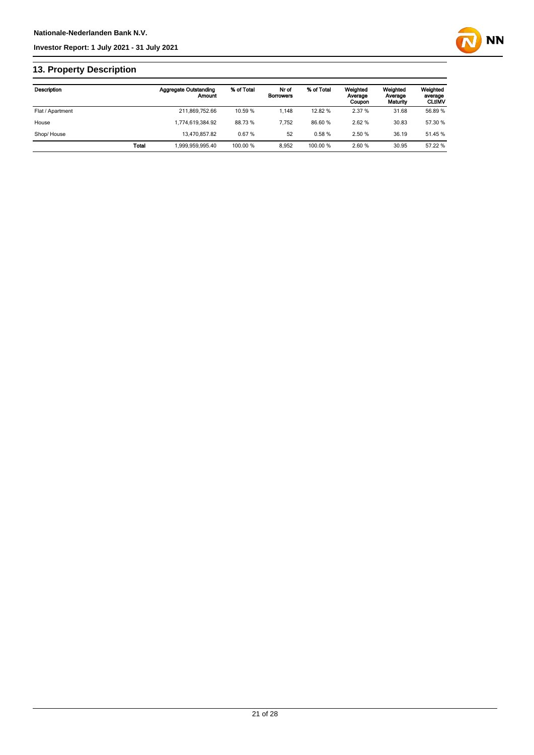## 13. Property Description

| Description | | Aggregate Outstanding Amount | % of Total | Nr of Borrowers | % of Total | Weighted Average Coupon | Weighted Average Maturity | Weighted average CLtIMV |
|---|---|---|---|---|---|---|---|---|
| Flat / Apartment | | 211,869,752.66 | 10.59 % | 1,148 | 12.82 % | 2.37 % | 31.68 | 56.89 % |
| House | | 1,774,619,384.92 | 88.73 % | 7,752 | 86.60 % | 2.62 % | 30.83 | 57.30 % |
| Shop/ House | | 13,470,857.82 | 0.67 % | 52 | 0.58 % | 2.50 % | 36.19 | 51.45 % |
| | **Total** | 1,999,959,995.40 | 100.00 % | 8,952 | 100.00 % | 2.60 % | 30.95 | 57.22 % |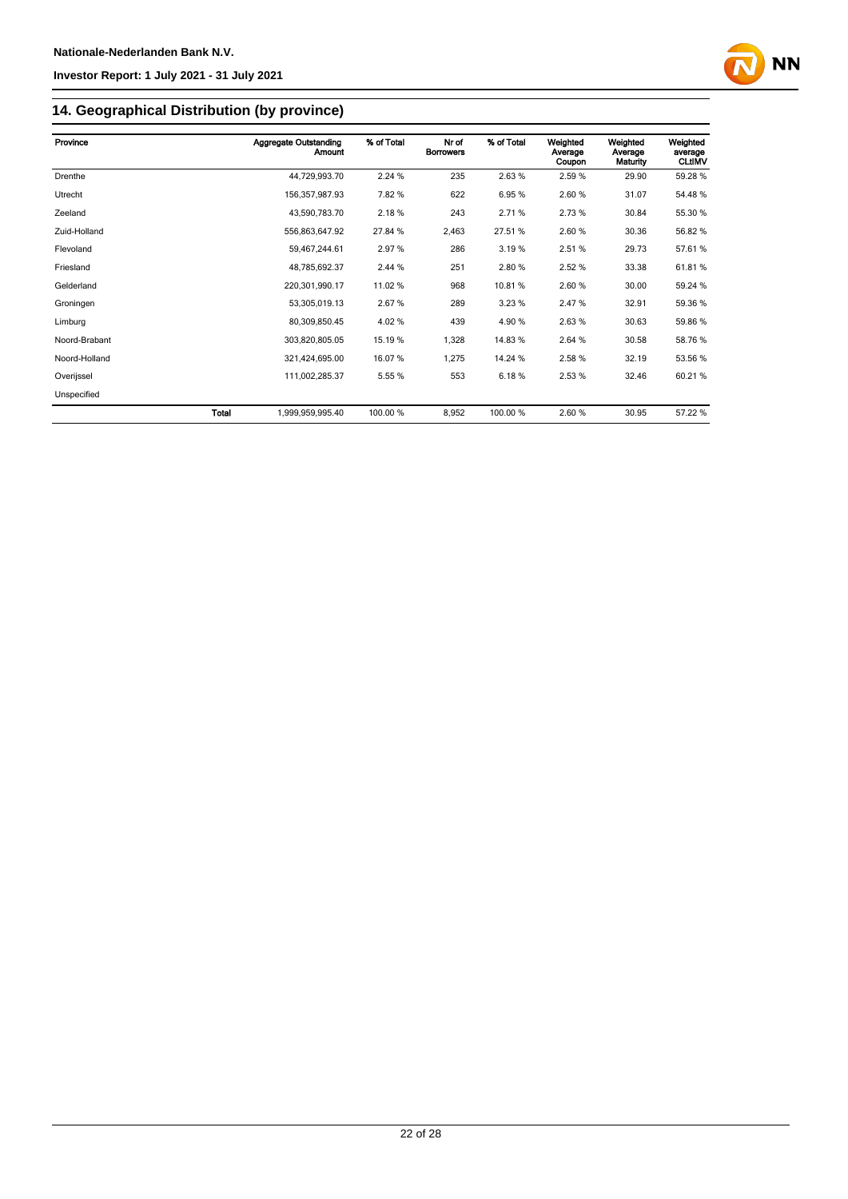## 14. Geographical Distribution (by province)

| Province | | Aggregate Outstanding Amount | % of Total | Nr of Borrowers | % of Total | Weighted Average Coupon | Weighted Average Maturity | Weighted average CLtIMV |
|---|---|---|---|---|---|---|---|---|
| Drenthe | | 44,729,993.70 | 2.24 % | 235 | 2.63 % | 2.59 % | 29.90 | 59.28 % |
| Utrecht | | 156,357,987.93 | 7.82 % | 622 | 6.95 % | 2.60 % | 31.07 | 54.48 % |
| Zeeland | | 43,590,783.70 | 2.18 % | 243 | 2.71 % | 2.73 % | 30.84 | 55.30 % |
| Zuid-Holland | | 556,863,647.92 | 27.84 % | 2,463 | 27.51 % | 2.60 % | 30.36 | 56.82 % |
| Flevoland | | 59,467,244.61 | 2.97 % | 286 | 3.19 % | 2.51 % | 29.73 | 57.61 % |
| Friesland | | 48,785,692.37 | 2.44 % | 251 | 2.80 % | 2.52 % | 33.38 | 61.81 % |
| Gelderland | | 220,301,990.17 | 11.02 % | 968 | 10.81 % | 2.60 % | 30.00 | 59.24 % |
| Groningen | | 53,305,019.13 | 2.67 % | 289 | 3.23 % | 2.47 % | 32.91 | 59.36 % |
| Limburg | | 80,309,850.45 | 4.02 % | 439 | 4.90 % | 2.63 % | 30.63 | 59.86 % |
| Noord-Brabant | | 303,820,805.05 | 15.19 % | 1,328 | 14.83 % | 2.64 % | 30.58 | 58.76 % |
| Noord-Holland | | 321,424,695.00 | 16.07 % | 1,275 | 14.24 % | 2.58 % | 32.19 | 53.56 % |
| Overijssel | | 111,002,285.37 | 5.55 % | 553 | 6.18 % | 2.53 % | 32.46 | 60.21 % |
| Unspecified | | | | | | | | |
| | **Total** | 1,999,959,995.40 | 100.00 % | 8,952 | 100.00 % | 2.60 % | 30.95 | 57.22 % |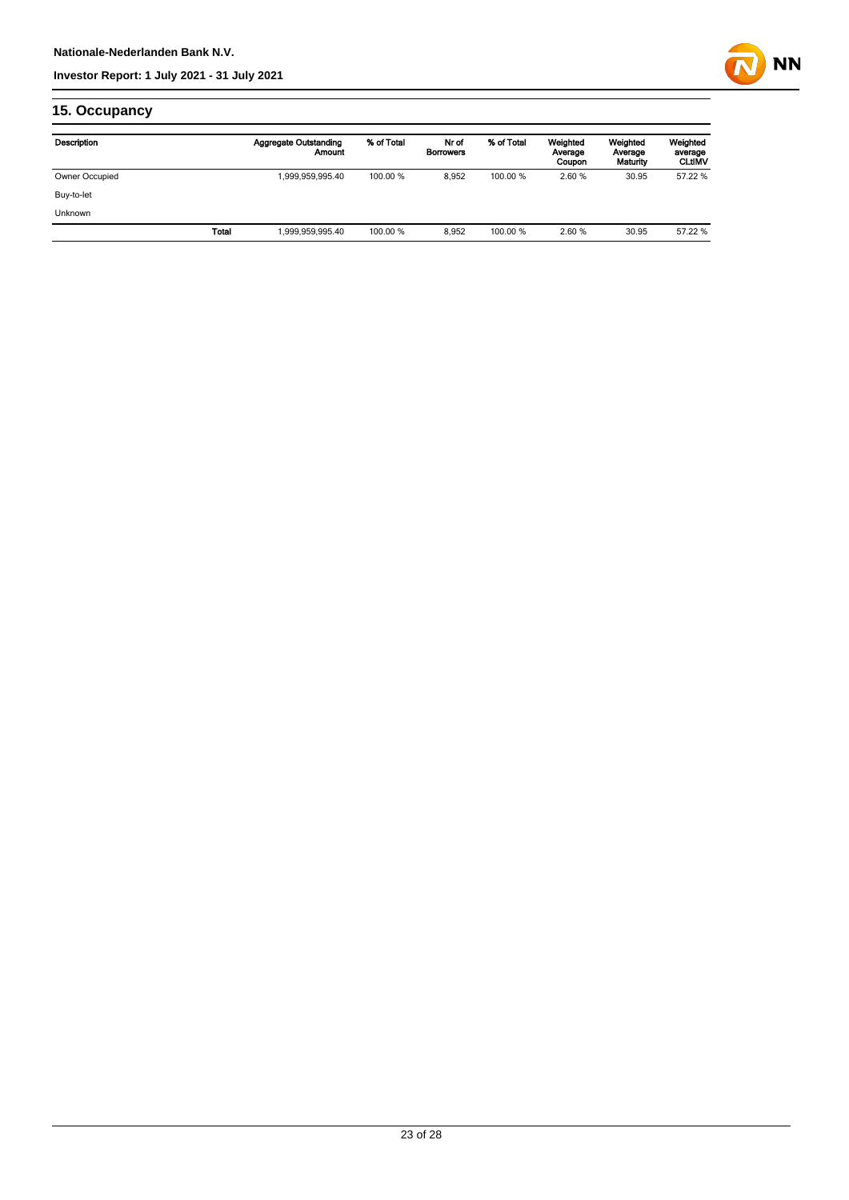## 15. Occupancy

| Description | | Aggregate Outstanding Amount | % of Total | Nr of Borrowers | % of Total | Weighted Average Coupon | Weighted Average Maturity | Weighted average CLtIMV |
|---|---|---|---|---|---|---|---|---|
| Owner Occupied | | 1,999,959,995.40 | 100.00 % | 8,952 | 100.00 % | 2.60 % | 30.95 | 57.22 % |
| Buy-to-let | | | | | | | | |
| Unknown | | | | | | | | |
| | Total | 1,999,959,995.40 | 100.00 % | 8,952 | 100.00 % | 2.60 % | 30.95 | 57.22 % |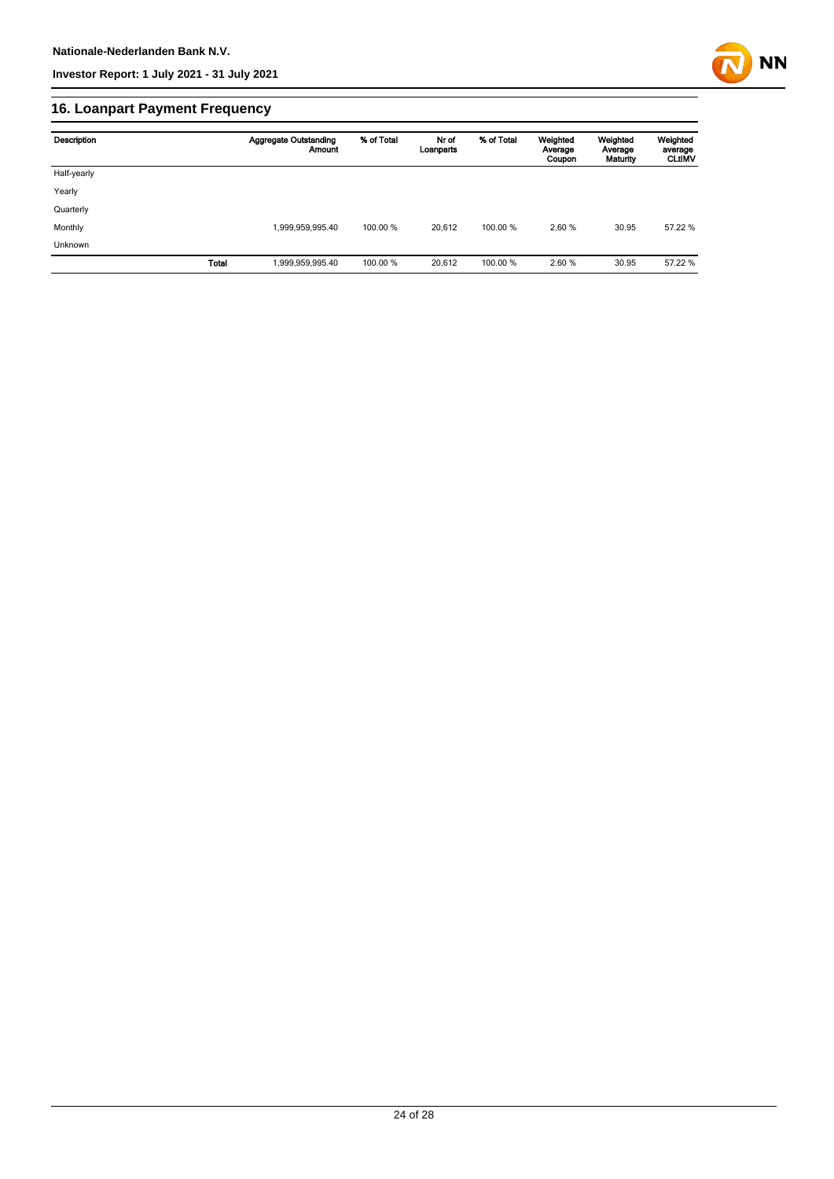## 16. Loanpart Payment Frequency

| Description | | Aggregate Outstanding Amount | % of Total | Nr of Loanparts | % of Total | Weighted Average Coupon | Weighted Average Maturity | Weighted average CLtIMV |
|---|---|---|---|---|---|---|---|---|
| Half-yearly | | | | | | | | |
| Yearly | | | | | | | | |
| Quarterly | | | | | | | | |
| Monthly | | 1,999,959,995.40 | 100.00 % | 20,612 | 100.00 % | 2.60 % | 30.95 | 57.22 % |
| Unknown | | | | | | | | |
| | **Total** | 1,999,959,995.40 | 100.00 % | 20,612 | 100.00 % | 2.60 % | 30.95 | 57.22 % |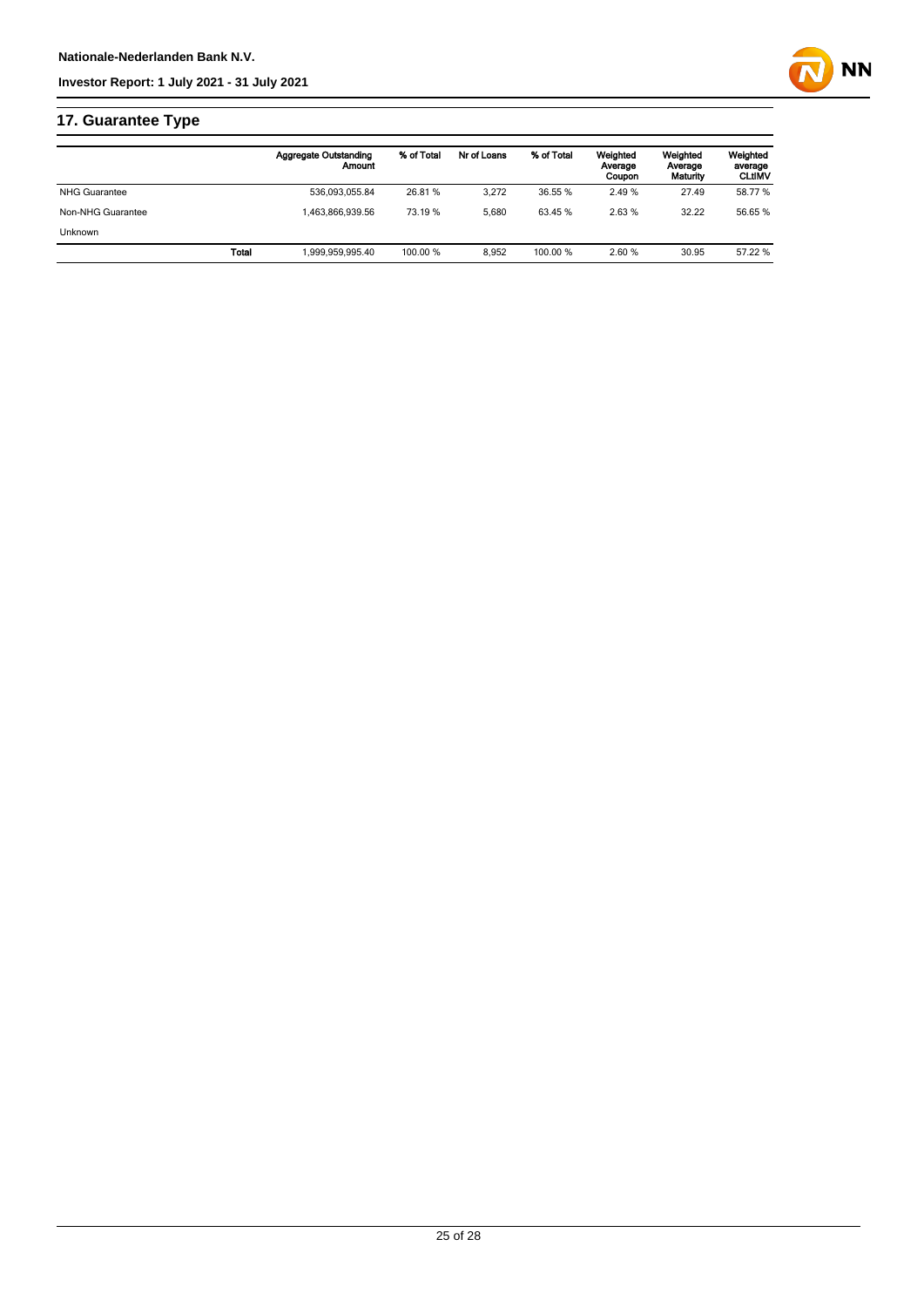## 17. Guarantee Type

| | Aggregate Outstanding Amount | % of Total | Nr of Loans | % of Total | Weighted Average Coupon | Weighted Average Maturity | Weighted average CLtIMV |
|---|---|---|---|---|---|---|---|
| NHG Guarantee | 536,093,055.84 | 26.81 % | 3,272 | 36.55 % | 2.49 % | 27.49 | 58.77 % |
| Non-NHG Guarantee | 1,463,866,939.56 | 73.19 % | 5,680 | 63.45 % | 2.63 % | 32.22 | 56.65 % |
| Unknown | | | | | | | |
| **Total** | 1,999,959,995.40 | 100.00 % | 8,952 | 100.00 % | 2.60 % | 30.95 | 57.22 % |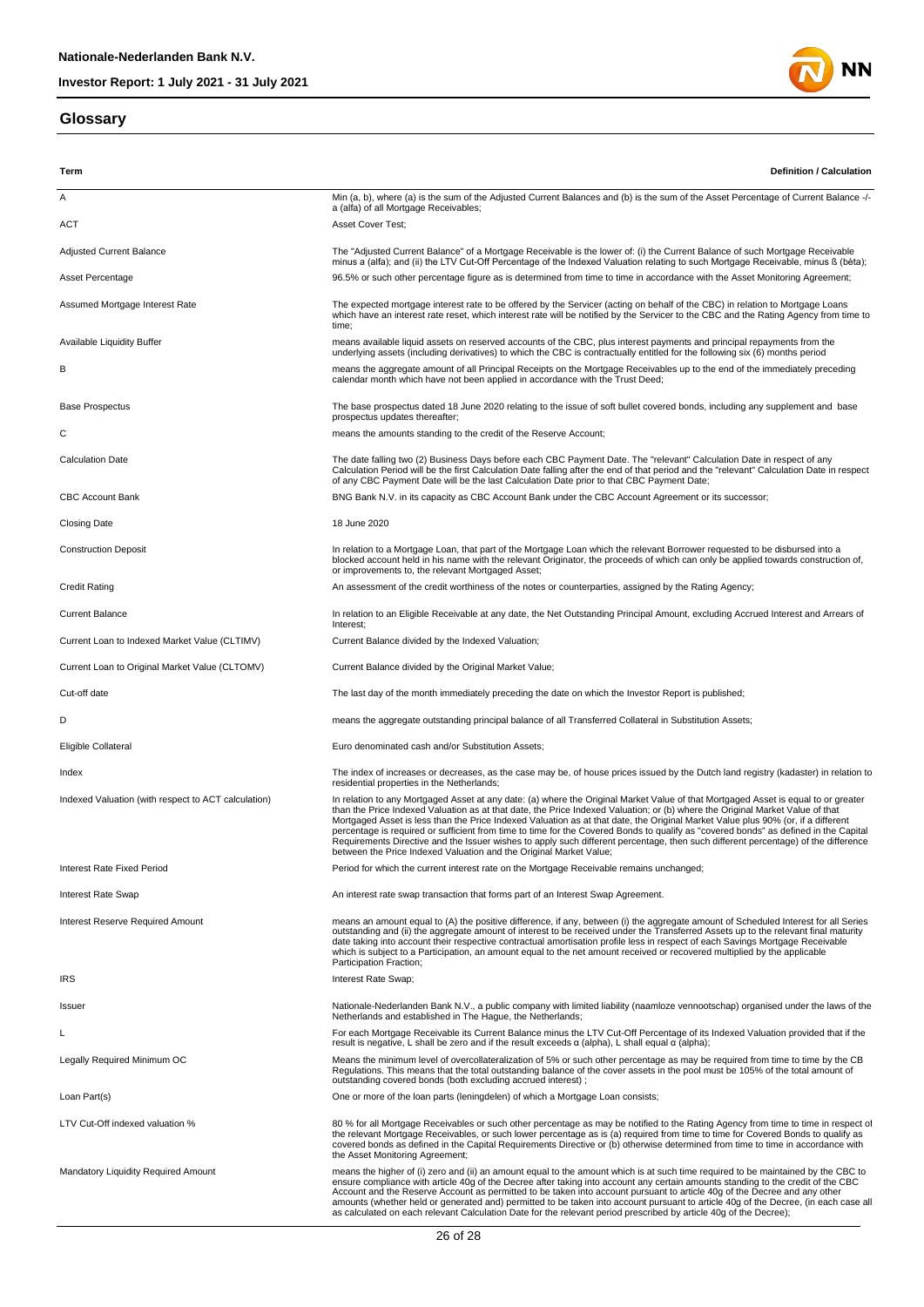## Glossary

| Term | Definition / Calculation |
|---|---|
| A | Min (a, b), where (a) is the sum of the Adjusted Current Balances and (b) is the sum of the Asset Percentage of Current Balance -/- a (alfa) of all Mortgage Receivables; |
| ACT | Asset Cover Test; |
| Adjusted Current Balance | The "Adjusted Current Balance" of a Mortgage Receivable is the lower of: (i) the Current Balance of such Mortgage Receivable minus a (alfa); and (ii) the LTV Cut-Off Percentage of the Indexed Valuation relating to such Mortgage Receivable, minus ß (bèta); |
| Asset Percentage | 96.5% or such other percentage figure as is determined from time to time in accordance with the Asset Monitoring Agreement; |
| Assumed Mortgage Interest Rate | The expected mortgage interest rate to be offered by the Servicer (acting on behalf of the CBC) in relation to Mortgage Loans which have an interest rate reset, which interest rate will be notified by the Servicer to the CBC and the Rating Agency from time to time; |
| Available Liquidity Buffer | means available liquid assets on reserved accounts of the CBC, plus interest payments and principal repayments from the underlying assets (including derivatives) to which the CBC is contractually entitled for the following six (6) months period |
| B | means the aggregate amount of all Principal Receipts on the Mortgage Receivables up to the end of the immediately preceding calendar month which have not been applied in accordance with the Trust Deed; |
| Base Prospectus | The base prospectus dated 18 June 2020 relating to the issue of soft bullet covered bonds, including any supplement and base prospectus updates thereafter; |
| C | means the amounts standing to the credit of the Reserve Account; |
| Calculation Date | The date falling two (2) Business Days before each CBC Payment Date. The "relevant" Calculation Date in respect of any Calculation Period will be the first Calculation Date falling after the end of that period and the "relevant" Calculation Date in respect of any CBC Payment Date will be the last Calculation Date prior to that CBC Payment Date; |
| CBC Account Bank | BNG Bank N.V. in its capacity as CBC Account Bank under the CBC Account Agreement or its successor; |
| Closing Date | 18 June 2020 |
| Construction Deposit | In relation to a Mortgage Loan, that part of the Mortgage Loan which the relevant Borrower requested to be disbursed into a blocked account held in his name with the relevant Originator, the proceeds of which can only be applied towards construction of, or improvements to, the relevant Mortgaged Asset; |
| Credit Rating | An assessment of the credit worthiness of the notes or counterparties, assigned by the Rating Agency; |
| Current Balance | In relation to an Eligible Receivable at any date, the Net Outstanding Principal Amount, excluding Accrued Interest and Arrears of Interest; |
| Current Loan to Indexed Market Value (CLTIMV) | Current Balance divided by the Indexed Valuation; |
| Current Loan to Original Market Value (CLTOMV) | Current Balance divided by the Original Market Value; |
| Cut-off date | The last day of the month immediately preceding the date on which the Investor Report is published; |
| D | means the aggregate outstanding principal balance of all Transferred Collateral in Substitution Assets; |
| Eligible Collateral | Euro denominated cash and/or Substitution Assets; |
| Index | The index of increases or decreases, as the case may be, of house prices issued by the Dutch land registry (kadaster) in relation to residential properties in the Netherlands; |
| Indexed Valuation (with respect to ACT calculation) | In relation to any Mortgaged Asset at any date: (a) where the Original Market Value of that Mortgaged Asset is equal to or greater than the Price Indexed Valuation as at that date, the Price Indexed Valuation; or (b) where the Original Market Value of that Mortgaged Asset is less than the Price Indexed Valuation as at that date, the Original Market Value plus 90% (or, if a different percentage is required or sufficient from time to time for the Covered Bonds to qualify as "covered bonds" as defined in the Capital Requirements Directive and the Issuer wishes to apply such different percentage, then such different percentage) of the difference between the Price Indexed Valuation and the Original Market Value; |
| Interest Rate Fixed Period | Period for which the current interest rate on the Mortgage Receivable remains unchanged; |
| Interest Rate Swap | An interest rate swap transaction that forms part of an Interest Swap Agreement. |
| Interest Reserve Required Amount | means an amount equal to (A) the positive difference, if any, between (i) the aggregate amount of Scheduled Interest for all Series outstanding and (ii) the aggregate amount of interest to be received under the Transferred Assets up to the relevant final maturity date taking into account their respective contractual amortisation profile less in respect of each Savings Mortgage Receivable which is subject to a Participation, an amount equal to the net amount received or recovered multiplied by the applicable Participation Fraction; |
| IRS | Interest Rate Swap; |
| Issuer | Nationale-Nederlanden Bank N.V., a public company with limited liability (naamloze vennootschap) organised under the laws of the Netherlands and established in The Hague, the Netherlands; |
| L | For each Mortgage Receivable its Current Balance minus the LTV Cut-Off Percentage of its Indexed Valuation provided that if the result is negative, L shall be zero and if the result exceeds α (alpha), L shall equal α (alpha); |
| Legally Required Minimum OC | Means the minimum level of overcollateralization of 5% or such other percentage as may be required from time to time by the CB Regulations. This means that the total outstanding balance of the cover assets in the pool must be 105% of the total amount of outstanding covered bonds (both excluding accrued interest) ; |
| Loan Part(s) | One or more of the loan parts (leningdelen) of which a Mortgage Loan consists; |
| LTV Cut-Off indexed valuation % | 80 % for all Mortgage Receivables or such other percentage as may be notified to the Rating Agency from time to time in respect of the relevant Mortgage Receivables, or such lower percentage as is (a) required from time to time for Covered Bonds to qualify as covered bonds as defined in the Capital Requirements Directive or (b) otherwise determined from time to time in accordance with the Asset Monitoring Agreement; |
| Mandatory Liquidity Required Amount | means the higher of (i) zero and (ii) an amount equal to the amount which is at such time required to be maintained by the CBC to ensure compliance with article 40g of the Decree after taking into account any certain amounts standing to the credit of the CBC Account and the Reserve Account as permitted to be taken into account pursuant to article 40g of the Decree and any other amounts (whether held or generated and) permitted to be taken into account pursuant to article 40g of the Decree, (in each case all as calculated on each relevant Calculation Date for the relevant period prescribed by article 40g of the Decree); |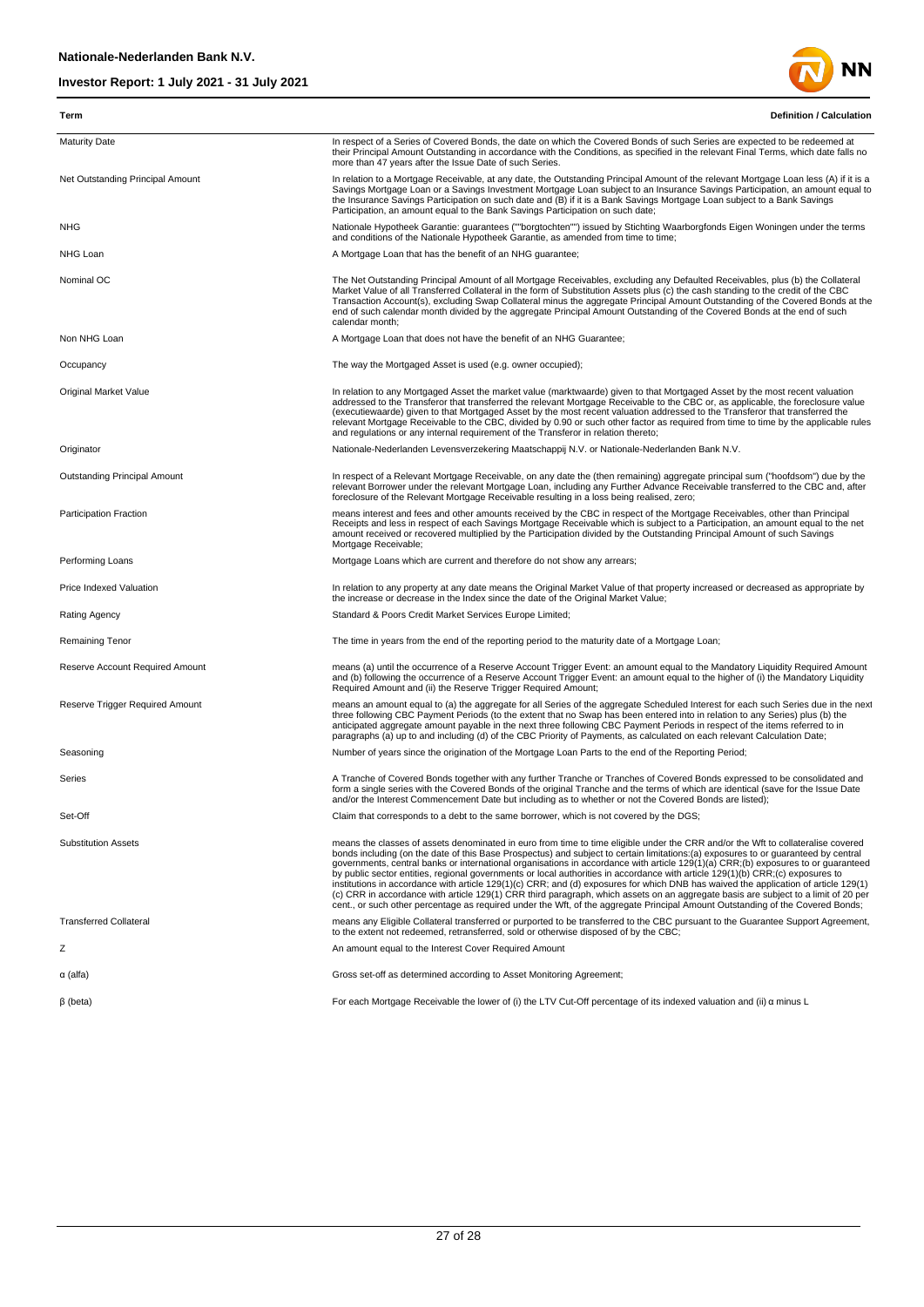| Term | Definition / Calculation |
|---|---|
| Maturity Date | In respect of a Series of Covered Bonds, the date on which the Covered Bonds of such Series are expected to be redeemed at their Principal Amount Outstanding in accordance with the Conditions, as specified in the relevant Final Terms, which date falls no more than 47 years after the Issue Date of such Series. |
| Net Outstanding Principal Amount | In relation to a Mortgage Receivable, at any date, the Outstanding Principal Amount of the relevant Mortgage Loan less (A) if it is a Savings Mortgage Loan or a Savings Investment Mortgage Loan subject to an Insurance Savings Participation, an amount equal to the Insurance Savings Participation on such date and (B) if it is a Bank Savings Mortgage Loan subject to a Bank Savings Participation, an amount equal to the Bank Savings Participation on such date; |
| NHG | Nationale Hypotheek Garantie: guarantees (""borgtochten"") issued by Stichting Waarborgfonds Eigen Woningen under the terms and conditions of the Nationale Hypotheek Garantie, as amended from time to time; |
| NHG Loan | A Mortgage Loan that has the benefit of an NHG guarantee; |
| Nominal OC | The Net Outstanding Principal Amount of all Mortgage Receivables, excluding any Defaulted Receivables, plus (b) the Collateral Market Value of all Transferred Collateral in the form of Substitution Assets plus (c) the cash standing to the credit of the CBC Transaction Account(s), excluding Swap Collateral minus the aggregate Principal Amount Outstanding of the Covered Bonds at the end of such calendar month divided by the aggregate Principal Amount Outstanding of the Covered Bonds at the end of such calendar month; |
| Non NHG Loan | A Mortgage Loan that does not have the benefit of an NHG Guarantee; |
| Occupancy | The way the Mortgaged Asset is used (e.g. owner occupied); |
| Original Market Value | In relation to any Mortgaged Asset the market value (marktwaarde) given to that Mortgaged Asset by the most recent valuation addressed to the Transferor that transferred the relevant Mortgage Receivable to the CBC or, as applicable, the foreclosure value (executiewaarde) given to that Mortgaged Asset by the most recent valuation addressed to the Transferor that transferred the relevant Mortgage Receivable to the CBC, divided by 0.90 or such other factor as required from time to time by the applicable rules and regulations or any internal requirement of the Transferor in relation thereto; |
| Originator | Nationale-Nederlanden Levensverzekering Maatschappij N.V. or Nationale-Nederlanden Bank N.V. |
| Outstanding Principal Amount | In respect of a Relevant Mortgage Receivable, on any date the (then remaining) aggregate principal sum ("hoofdsom") due by the relevant Borrower under the relevant Mortgage Loan, including any Further Advance Receivable transferred to the CBC and, after foreclosure of the Relevant Mortgage Receivable resulting in a loss being realised, zero; |
| Participation Fraction | means interest and fees and other amounts received by the CBC in respect of the Mortgage Receivables, other than Principal Receipts and less in respect of each Savings Mortgage Receivable which is subject to a Participation, an amount equal to the net amount received or recovered multiplied by the Participation divided by the Outstanding Principal Amount of such Savings Mortgage Receivable; |
| Performing Loans | Mortgage Loans which are current and therefore do not show any arrears; |
| Price Indexed Valuation | In relation to any property at any date means the Original Market Value of that property increased or decreased as appropriate by the increase or decrease in the Index since the date of the Original Market Value; |
| Rating Agency | Standard & Poors Credit Market Services Europe Limited; |
| Remaining Tenor | The time in years from the end of the reporting period to the maturity date of a Mortgage Loan; |
| Reserve Account Required Amount | means (a) until the occurrence of a Reserve Account Trigger Event: an amount equal to the Mandatory Liquidity Required Amount and (b) following the occurrence of a Reserve Account Trigger Event: an amount equal to the higher of (i) the Mandatory Liquidity Required Amount and (ii) the Reserve Trigger Required Amount; |
| Reserve Trigger Required Amount | means an amount equal to (a) the aggregate for all Series of the aggregate Scheduled Interest for each such Series due in the next three following CBC Payment Periods (to the extent that no Swap has been entered into in relation to any Series) plus (b) the anticipated aggregate amount payable in the next three following CBC Payment Periods in respect of the items referred to in paragraphs (a) up to and including (d) of the CBC Priority of Payments, as calculated on each relevant Calculation Date; |
| Seasoning | Number of years since the origination of the Mortgage Loan Parts to the end of the Reporting Period; |
| Series | A Tranche of Covered Bonds together with any further Tranche or Tranches of Covered Bonds expressed to be consolidated and form a single series with the Covered Bonds of the original Tranche and the terms of which are identical (save for the Issue Date and/or the Interest Commencement Date but including as to whether or not the Covered Bonds are listed); |
| Set-Off | Claim that corresponds to a debt to the same borrower, which is not covered by the DGS; |
| Substitution Assets | means the classes of assets denominated in euro from time to time eligible under the CRR and/or the Wft to collateralise covered bonds including (on the date of this Base Prospectus) and subject to certain limitations:(a) exposures to or guaranteed by central governments, central banks or international organisations in accordance with article 129(1)(a) CRR;(b) exposures to or guaranteed by public sector entities, regional governments or local authorities in accordance with article 129(1)(b) CRR;(c) exposures to institutions in accordance with article 129(1)(c) CRR; and (d) exposures for which DNB has waived the application of article 129(1)(c) CRR in accordance with article 129(1) CRR third paragraph, which assets on an aggregate basis are subject to a limit of 20 per cent., or such other percentage as required under the Wft, of the aggregate Principal Amount Outstanding of the Covered Bonds; |
| Transferred Collateral | means any Eligible Collateral transferred or purported to be transferred to the CBC pursuant to the Guarantee Support Agreement, to the extent not redeemed, retransferred, sold or otherwise disposed of by the CBC; |
| Z | An amount equal to the Interest Cover Required Amount |
| α (alfa) | Gross set-off as determined according to Asset Monitoring Agreement; |
| β (beta) | For each Mortgage Receivable the lower of (i) the LTV Cut-Off percentage of its indexed valuation and (ii) α minus L |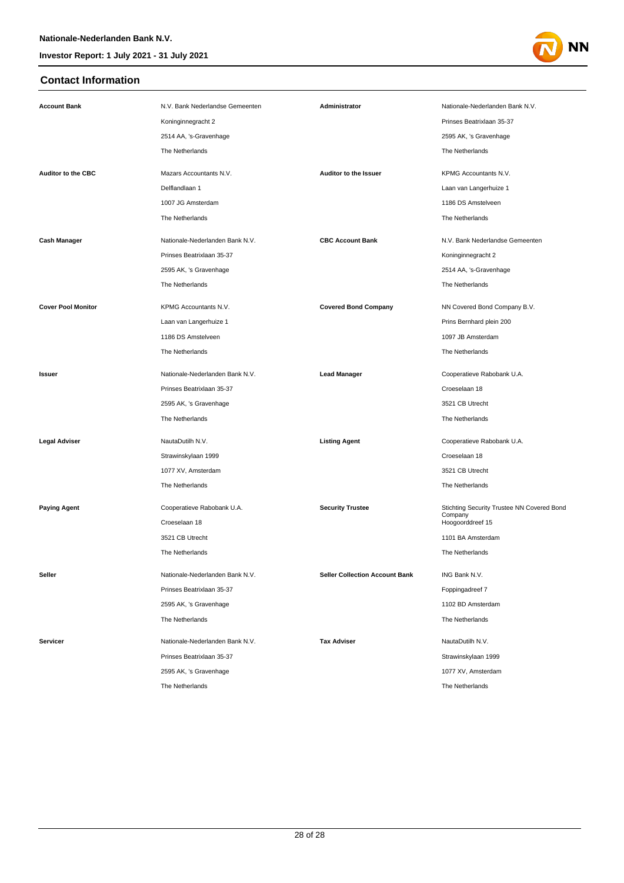## Contact Information

| | | | |
|---|---|---|---|
| **Account Bank** | N.V. Bank Nederlandse Gemeenten<br>Koninginnegracht 2<br>2514 AA, 's-Gravenhage<br>The Netherlands | **Administrator** | Nationale-Nederlanden Bank N.V.<br>Prinses Beatrixlaan 35-37<br>2595 AK, 's Gravenhage<br>The Netherlands |
| **Auditor to the CBC** | Mazars Accountants N.V.<br>Delflandlaan 1<br>1007 JG Amsterdam<br>The Netherlands | **Auditor to the Issuer** | KPMG Accountants N.V.<br>Laan van Langerhuize 1<br>1186 DS Amstelveen<br>The Netherlands |
| **Cash Manager** | Nationale-Nederlanden Bank N.V.<br>Prinses Beatrixlaan 35-37<br>2595 AK, 's Gravenhage<br>The Netherlands | **CBC Account Bank** | N.V. Bank Nederlandse Gemeenten<br>Koninginnegracht 2<br>2514 AA, 's-Gravenhage<br>The Netherlands |
| **Cover Pool Monitor** | KPMG Accountants N.V.<br>Laan van Langerhuize 1<br>1186 DS Amstelveen<br>The Netherlands | **Covered Bond Company** | NN Covered Bond Company B.V.<br>Prins Bernhard plein 200<br>1097 JB Amsterdam<br>The Netherlands |
| **Issuer** | Nationale-Nederlanden Bank N.V.<br>Prinses Beatrixlaan 35-37<br>2595 AK, 's Gravenhage<br>The Netherlands | **Lead Manager** | Cooperatieve Rabobank U.A.<br>Croeselaan 18<br>3521 CB Utrecht<br>The Netherlands |
| **Legal Adviser** | NautaDutilh N.V.<br>Strawinskylaan 1999<br>1077 XV, Amsterdam<br>The Netherlands | **Listing Agent** | Cooperatieve Rabobank U.A.<br>Croeselaan 18<br>3521 CB Utrecht<br>The Netherlands |
| **Paying Agent** | Cooperatieve Rabobank U.A.<br>Croeselaan 18<br>3521 CB Utrecht<br>The Netherlands | **Security Trustee** | Stichting Security Trustee NN Covered Bond Company<br>Hoogoorddreef 15<br>1101 BA Amsterdam<br>The Netherlands |
| **Seller** | Nationale-Nederlanden Bank N.V.<br>Prinses Beatrixlaan 35-37<br>2595 AK, 's Gravenhage<br>The Netherlands | **Seller Collection Account Bank** | ING Bank N.V.<br>Foppingadreef 7<br>1102 BD Amsterdam<br>The Netherlands |
| **Servicer** | Nationale-Nederlanden Bank N.V.<br>Prinses Beatrixlaan 35-37<br>2595 AK, 's Gravenhage<br>The Netherlands | **Tax Adviser** | NautaDutilh N.V.<br>Strawinskylaan 1999<br>1077 XV, Amsterdam<br>The Netherlands |